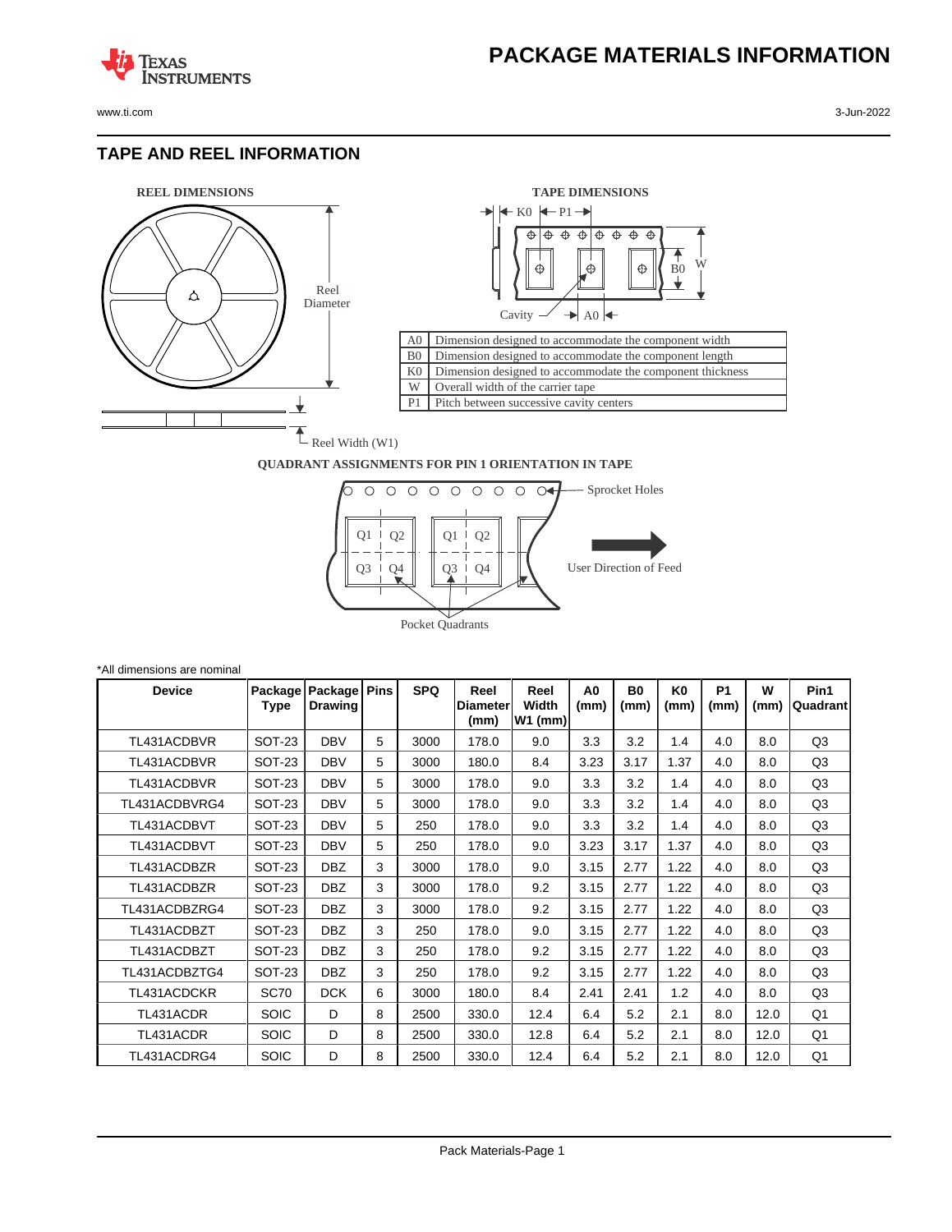# PACKAGE MATERIALS INFORMATION

## TAPE AND REEL INFORMATION

**REEL DIMENSIONS**

**TAPE DIMENSIONS**

| | |
|---|---|
| A0 | Dimension designed to accommodate the component width |
| B0 | Dimension designed to accommodate the component length |
| K0 | Dimension designed to accommodate the component thickness |
| W | Overall width of the carrier tape |
| P1 | Pitch between successive cavity centers |

**QUADRANT ASSIGNMENTS FOR PIN 1 ORIENTATION IN TAPE**

*All dimensions are nominal

| Device | Package Type | Package Drawing | Pins | SPQ | Reel Diameter (mm) | Reel Width W1 (mm) | A0 (mm) | B0 (mm) | K0 (mm) | P1 (mm) | W (mm) | Pin1 Quadrant |
|---|---|---|---|---|---|---|---|---|---|---|---|---|
| TL431ACDBVR | SOT-23 | DBV | 5 | 3000 | 178.0 | 9.0 | 3.3 | 3.2 | 1.4 | 4.0 | 8.0 | Q3 |
| TL431ACDBVR | SOT-23 | DBV | 5 | 3000 | 180.0 | 8.4 | 3.23 | 3.17 | 1.37 | 4.0 | 8.0 | Q3 |
| TL431ACDBVR | SOT-23 | DBV | 5 | 3000 | 178.0 | 9.0 | 3.3 | 3.2 | 1.4 | 4.0 | 8.0 | Q3 |
| TL431ACDBVRG4 | SOT-23 | DBV | 5 | 3000 | 178.0 | 9.0 | 3.3 | 3.2 | 1.4 | 4.0 | 8.0 | Q3 |
| TL431ACDBVT | SOT-23 | DBV | 5 | 250 | 178.0 | 9.0 | 3.3 | 3.2 | 1.4 | 4.0 | 8.0 | Q3 |
| TL431ACDBVT | SOT-23 | DBV | 5 | 250 | 178.0 | 9.0 | 3.23 | 3.17 | 1.37 | 4.0 | 8.0 | Q3 |
| TL431ACDBZR | SOT-23 | DBZ | 3 | 3000 | 178.0 | 9.0 | 3.15 | 2.77 | 1.22 | 4.0 | 8.0 | Q3 |
| TL431ACDBZR | SOT-23 | DBZ | 3 | 3000 | 178.0 | 9.2 | 3.15 | 2.77 | 1.22 | 4.0 | 8.0 | Q3 |
| TL431ACDBZRG4 | SOT-23 | DBZ | 3 | 3000 | 178.0 | 9.2 | 3.15 | 2.77 | 1.22 | 4.0 | 8.0 | Q3 |
| TL431ACDBZT | SOT-23 | DBZ | 3 | 250 | 178.0 | 9.0 | 3.15 | 2.77 | 1.22 | 4.0 | 8.0 | Q3 |
| TL431ACDBZT | SOT-23 | DBZ | 3 | 250 | 178.0 | 9.2 | 3.15 | 2.77 | 1.22 | 4.0 | 8.0 | Q3 |
| TL431ACDBZTG4 | SOT-23 | DBZ | 3 | 250 | 178.0 | 9.2 | 3.15 | 2.77 | 1.22 | 4.0 | 8.0 | Q3 |
| TL431ACDCKR | SC70 | DCK | 6 | 3000 | 180.0 | 8.4 | 2.41 | 2.41 | 1.2 | 4.0 | 8.0 | Q3 |
| TL431ACDR | SOIC | D | 8 | 2500 | 330.0 | 12.4 | 6.4 | 5.2 | 2.1 | 8.0 | 12.0 | Q1 |
| TL431ACDR | SOIC | D | 8 | 2500 | 330.0 | 12.8 | 6.4 | 5.2 | 2.1 | 8.0 | 12.0 | Q1 |
| TL431ACDRG4 | SOIC | D | 8 | 2500 | 330.0 | 12.4 | 6.4 | 5.2 | 2.1 | 8.0 | 12.0 | Q1 |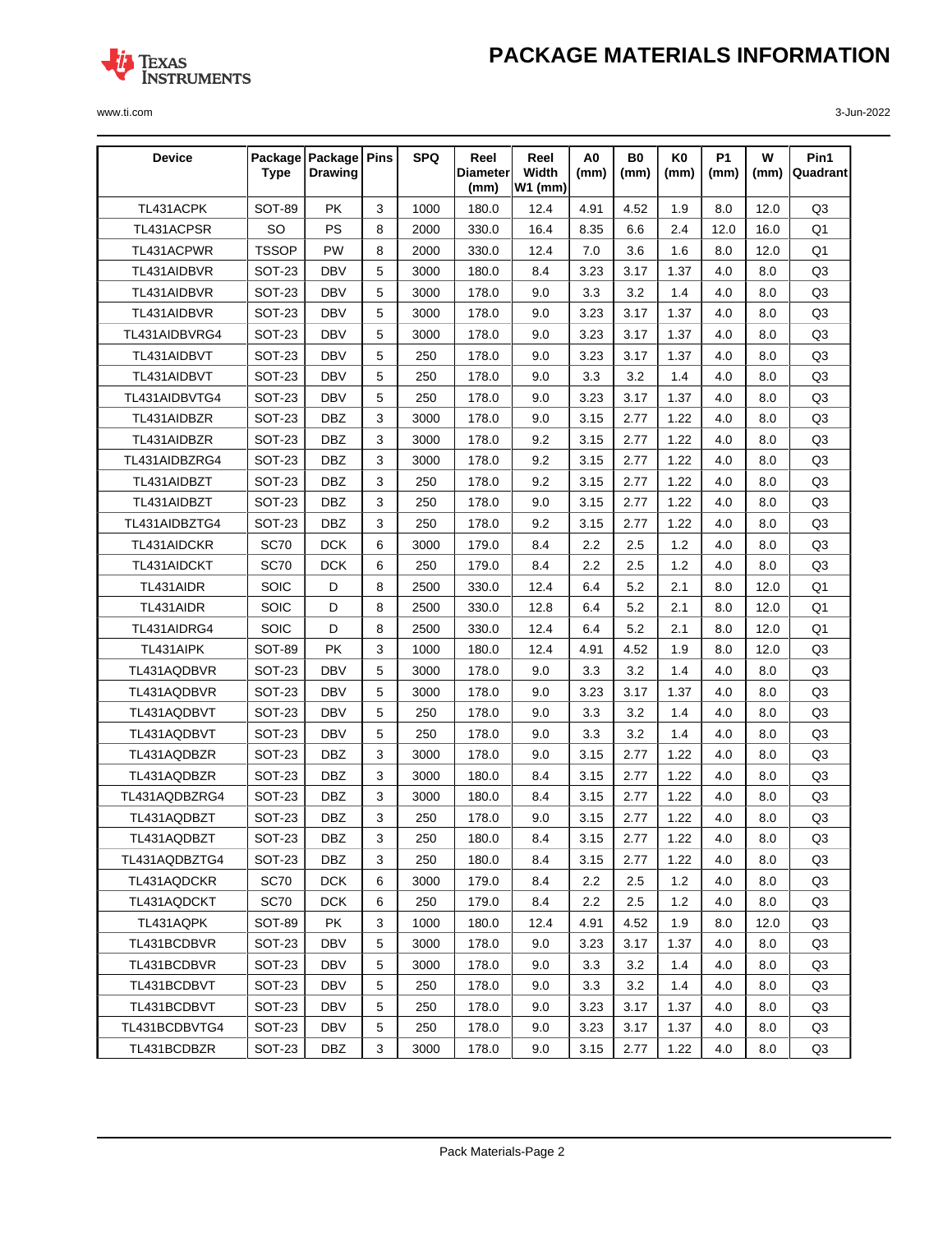# PACKAGE MATERIALS INFORMATION

| Device | Package Type | Package Drawing | Pins | SPQ | Reel Diameter (mm) | Reel Width W1 (mm) | A0 (mm) | B0 (mm) | K0 (mm) | P1 (mm) | W (mm) | Pin1 Quadrant |
|---|---|---|---|---|---|---|---|---|---|---|---|---|
| TL431ACPK | SOT-89 | PK | 3 | 1000 | 180.0 | 12.4 | 4.91 | 4.52 | 1.9 | 8.0 | 12.0 | Q3 |
| TL431ACPSR | SO | PS | 8 | 2000 | 330.0 | 16.4 | 8.35 | 6.6 | 2.4 | 12.0 | 16.0 | Q1 |
| TL431ACPWR | TSSOP | PW | 8 | 2000 | 330.0 | 12.4 | 7.0 | 3.6 | 1.6 | 8.0 | 12.0 | Q1 |
| TL431AIDBVR | SOT-23 | DBV | 5 | 3000 | 180.0 | 8.4 | 3.23 | 3.17 | 1.37 | 4.0 | 8.0 | Q3 |
| TL431AIDBVR | SOT-23 | DBV | 5 | 3000 | 178.0 | 9.0 | 3.3 | 3.2 | 1.4 | 4.0 | 8.0 | Q3 |
| TL431AIDBVR | SOT-23 | DBV | 5 | 3000 | 178.0 | 9.0 | 3.23 | 3.17 | 1.37 | 4.0 | 8.0 | Q3 |
| TL431AIDBVRG4 | SOT-23 | DBV | 5 | 3000 | 178.0 | 9.0 | 3.23 | 3.17 | 1.37 | 4.0 | 8.0 | Q3 |
| TL431AIDBVT | SOT-23 | DBV | 5 | 250 | 178.0 | 9.0 | 3.23 | 3.17 | 1.37 | 4.0 | 8.0 | Q3 |
| TL431AIDBVT | SOT-23 | DBV | 5 | 250 | 178.0 | 9.0 | 3.3 | 3.2 | 1.4 | 4.0 | 8.0 | Q3 |
| TL431AIDBVTG4 | SOT-23 | DBV | 5 | 250 | 178.0 | 9.0 | 3.23 | 3.17 | 1.37 | 4.0 | 8.0 | Q3 |
| TL431AIDBZR | SOT-23 | DBZ | 3 | 3000 | 178.0 | 9.0 | 3.15 | 2.77 | 1.22 | 4.0 | 8.0 | Q3 |
| TL431AIDBZR | SOT-23 | DBZ | 3 | 3000 | 178.0 | 9.2 | 3.15 | 2.77 | 1.22 | 4.0 | 8.0 | Q3 |
| TL431AIDBZRG4 | SOT-23 | DBZ | 3 | 3000 | 178.0 | 9.2 | 3.15 | 2.77 | 1.22 | 4.0 | 8.0 | Q3 |
| TL431AIDBZT | SOT-23 | DBZ | 3 | 250 | 178.0 | 9.2 | 3.15 | 2.77 | 1.22 | 4.0 | 8.0 | Q3 |
| TL431AIDBZT | SOT-23 | DBZ | 3 | 250 | 178.0 | 9.0 | 3.15 | 2.77 | 1.22 | 4.0 | 8.0 | Q3 |
| TL431AIDBZTG4 | SOT-23 | DBZ | 3 | 250 | 178.0 | 9.2 | 3.15 | 2.77 | 1.22 | 4.0 | 8.0 | Q3 |
| TL431AIDCKR | SC70 | DCK | 6 | 3000 | 179.0 | 8.4 | 2.2 | 2.5 | 1.2 | 4.0 | 8.0 | Q3 |
| TL431AIDCKT | SC70 | DCK | 6 | 250 | 179.0 | 8.4 | 2.2 | 2.5 | 1.2 | 4.0 | 8.0 | Q3 |
| TL431AIDR | SOIC | D | 8 | 2500 | 330.0 | 12.4 | 6.4 | 5.2 | 2.1 | 8.0 | 12.0 | Q1 |
| TL431AIDR | SOIC | D | 8 | 2500 | 330.0 | 12.8 | 6.4 | 5.2 | 2.1 | 8.0 | 12.0 | Q1 |
| TL431AIDRG4 | SOIC | D | 8 | 2500 | 330.0 | 12.4 | 6.4 | 5.2 | 2.1 | 8.0 | 12.0 | Q1 |
| TL431AIPK | SOT-89 | PK | 3 | 1000 | 180.0 | 12.4 | 4.91 | 4.52 | 1.9 | 8.0 | 12.0 | Q3 |
| TL431AQDBVR | SOT-23 | DBV | 5 | 3000 | 178.0 | 9.0 | 3.3 | 3.2 | 1.4 | 4.0 | 8.0 | Q3 |
| TL431AQDBVR | SOT-23 | DBV | 5 | 3000 | 178.0 | 9.0 | 3.23 | 3.17 | 1.37 | 4.0 | 8.0 | Q3 |
| TL431AQDBVT | SOT-23 | DBV | 5 | 250 | 178.0 | 9.0 | 3.3 | 3.2 | 1.4 | 4.0 | 8.0 | Q3 |
| TL431AQDBVT | SOT-23 | DBV | 5 | 250 | 178.0 | 9.0 | 3.3 | 3.2 | 1.4 | 4.0 | 8.0 | Q3 |
| TL431AQDBZR | SOT-23 | DBZ | 3 | 3000 | 178.0 | 9.0 | 3.15 | 2.77 | 1.22 | 4.0 | 8.0 | Q3 |
| TL431AQDBZR | SOT-23 | DBZ | 3 | 3000 | 180.0 | 8.4 | 3.15 | 2.77 | 1.22 | 4.0 | 8.0 | Q3 |
| TL431AQDBZRG4 | SOT-23 | DBZ | 3 | 3000 | 180.0 | 8.4 | 3.15 | 2.77 | 1.22 | 4.0 | 8.0 | Q3 |
| TL431AQDBZT | SOT-23 | DBZ | 3 | 250 | 178.0 | 9.0 | 3.15 | 2.77 | 1.22 | 4.0 | 8.0 | Q3 |
| TL431AQDBZT | SOT-23 | DBZ | 3 | 250 | 180.0 | 8.4 | 3.15 | 2.77 | 1.22 | 4.0 | 8.0 | Q3 |
| TL431AQDBZTG4 | SOT-23 | DBZ | 3 | 250 | 180.0 | 8.4 | 3.15 | 2.77 | 1.22 | 4.0 | 8.0 | Q3 |
| TL431AQDCKR | SC70 | DCK | 6 | 3000 | 179.0 | 8.4 | 2.2 | 2.5 | 1.2 | 4.0 | 8.0 | Q3 |
| TL431AQDCKT | SC70 | DCK | 6 | 250 | 179.0 | 8.4 | 2.2 | 2.5 | 1.2 | 4.0 | 8.0 | Q3 |
| TL431AQPK | SOT-89 | PK | 3 | 1000 | 180.0 | 12.4 | 4.91 | 4.52 | 1.9 | 8.0 | 12.0 | Q3 |
| TL431BCDBVR | SOT-23 | DBV | 5 | 3000 | 178.0 | 9.0 | 3.23 | 3.17 | 1.37 | 4.0 | 8.0 | Q3 |
| TL431BCDBVR | SOT-23 | DBV | 5 | 3000 | 178.0 | 9.0 | 3.3 | 3.2 | 1.4 | 4.0 | 8.0 | Q3 |
| TL431BCDBVT | SOT-23 | DBV | 5 | 250 | 178.0 | 9.0 | 3.3 | 3.2 | 1.4 | 4.0 | 8.0 | Q3 |
| TL431BCDBVT | SOT-23 | DBV | 5 | 250 | 178.0 | 9.0 | 3.23 | 3.17 | 1.37 | 4.0 | 8.0 | Q3 |
| TL431BCDBVTG4 | SOT-23 | DBV | 5 | 250 | 178.0 | 9.0 | 3.23 | 3.17 | 1.37 | 4.0 | 8.0 | Q3 |
| TL431BCDBZR | SOT-23 | DBZ | 3 | 3000 | 178.0 | 9.0 | 3.15 | 2.77 | 1.22 | 4.0 | 8.0 | Q3 |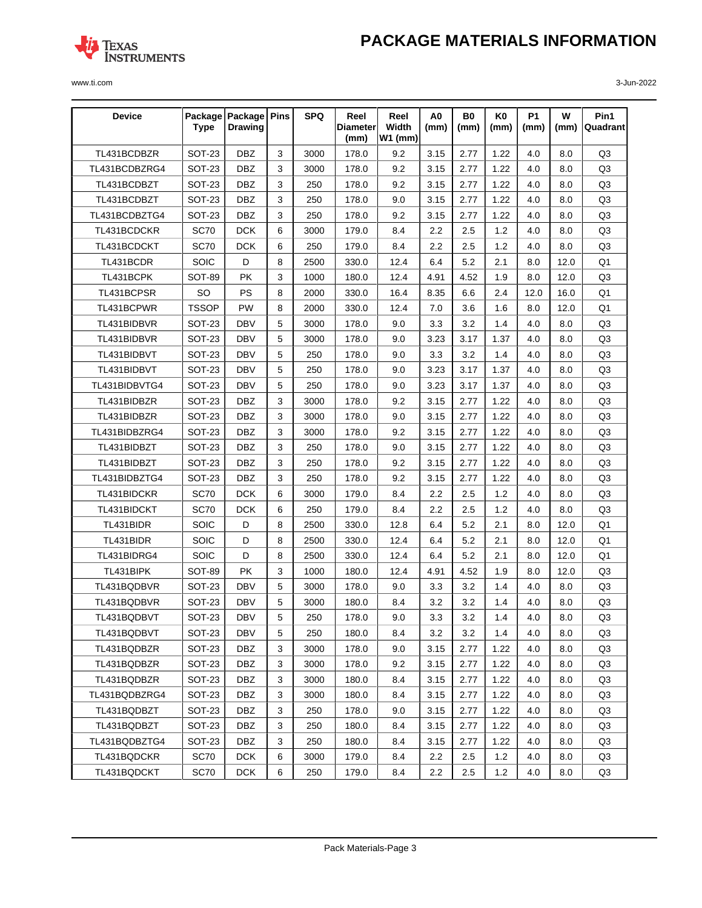# PACKAGE MATERIALS INFORMATION

| Device | Package Type | Package Drawing | Pins | SPQ | Reel Diameter (mm) | Reel Width W1 (mm) | A0 (mm) | B0 (mm) | K0 (mm) | P1 (mm) | W (mm) | Pin1 Quadrant |
|---|---|---|---|---|---|---|---|---|---|---|---|---|
| TL431BCDBZR | SOT-23 | DBZ | 3 | 3000 | 178.0 | 9.2 | 3.15 | 2.77 | 1.22 | 4.0 | 8.0 | Q3 |
| TL431BCDBZRG4 | SOT-23 | DBZ | 3 | 3000 | 178.0 | 9.2 | 3.15 | 2.77 | 1.22 | 4.0 | 8.0 | Q3 |
| TL431BCDBZT | SOT-23 | DBZ | 3 | 250 | 178.0 | 9.2 | 3.15 | 2.77 | 1.22 | 4.0 | 8.0 | Q3 |
| TL431BCDBZT | SOT-23 | DBZ | 3 | 250 | 178.0 | 9.0 | 3.15 | 2.77 | 1.22 | 4.0 | 8.0 | Q3 |
| TL431BCDBZTG4 | SOT-23 | DBZ | 3 | 250 | 178.0 | 9.2 | 3.15 | 2.77 | 1.22 | 4.0 | 8.0 | Q3 |
| TL431BCDCKR | SC70 | DCK | 6 | 3000 | 179.0 | 8.4 | 2.2 | 2.5 | 1.2 | 4.0 | 8.0 | Q3 |
| TL431BCDCKT | SC70 | DCK | 6 | 250 | 179.0 | 8.4 | 2.2 | 2.5 | 1.2 | 4.0 | 8.0 | Q3 |
| TL431BCDR | SOIC | D | 8 | 2500 | 330.0 | 12.4 | 6.4 | 5.2 | 2.1 | 8.0 | 12.0 | Q1 |
| TL431BCPK | SOT-89 | PK | 3 | 1000 | 180.0 | 12.4 | 4.91 | 4.52 | 1.9 | 8.0 | 12.0 | Q3 |
| TL431BCPSR | SO | PS | 8 | 2000 | 330.0 | 16.4 | 8.35 | 6.6 | 2.4 | 12.0 | 16.0 | Q1 |
| TL431BCPWR | TSSOP | PW | 8 | 2000 | 330.0 | 12.4 | 7.0 | 3.6 | 1.6 | 8.0 | 12.0 | Q1 |
| TL431BIDBVR | SOT-23 | DBV | 5 | 3000 | 178.0 | 9.0 | 3.3 | 3.2 | 1.4 | 4.0 | 8.0 | Q3 |
| TL431BIDBVR | SOT-23 | DBV | 5 | 3000 | 178.0 | 9.0 | 3.23 | 3.17 | 1.37 | 4.0 | 8.0 | Q3 |
| TL431BIDBVT | SOT-23 | DBV | 5 | 250 | 178.0 | 9.0 | 3.3 | 3.2 | 1.4 | 4.0 | 8.0 | Q3 |
| TL431BIDBVT | SOT-23 | DBV | 5 | 250 | 178.0 | 9.0 | 3.23 | 3.17 | 1.37 | 4.0 | 8.0 | Q3 |
| TL431BIDBVTG4 | SOT-23 | DBV | 5 | 250 | 178.0 | 9.0 | 3.23 | 3.17 | 1.37 | 4.0 | 8.0 | Q3 |
| TL431BIDBZR | SOT-23 | DBZ | 3 | 3000 | 178.0 | 9.2 | 3.15 | 2.77 | 1.22 | 4.0 | 8.0 | Q3 |
| TL431BIDBZR | SOT-23 | DBZ | 3 | 3000 | 178.0 | 9.0 | 3.15 | 2.77 | 1.22 | 4.0 | 8.0 | Q3 |
| TL431BIDBZRG4 | SOT-23 | DBZ | 3 | 3000 | 178.0 | 9.2 | 3.15 | 2.77 | 1.22 | 4.0 | 8.0 | Q3 |
| TL431BIDBZT | SOT-23 | DBZ | 3 | 250 | 178.0 | 9.0 | 3.15 | 2.77 | 1.22 | 4.0 | 8.0 | Q3 |
| TL431BIDBZT | SOT-23 | DBZ | 3 | 250 | 178.0 | 9.2 | 3.15 | 2.77 | 1.22 | 4.0 | 8.0 | Q3 |
| TL431BIDBZTG4 | SOT-23 | DBZ | 3 | 250 | 178.0 | 9.2 | 3.15 | 2.77 | 1.22 | 4.0 | 8.0 | Q3 |
| TL431BIDCKR | SC70 | DCK | 6 | 3000 | 179.0 | 8.4 | 2.2 | 2.5 | 1.2 | 4.0 | 8.0 | Q3 |
| TL431BIDCKT | SC70 | DCK | 6 | 250 | 179.0 | 8.4 | 2.2 | 2.5 | 1.2 | 4.0 | 8.0 | Q3 |
| TL431BIDR | SOIC | D | 8 | 2500 | 330.0 | 12.8 | 6.4 | 5.2 | 2.1 | 8.0 | 12.0 | Q1 |
| TL431BIDR | SOIC | D | 8 | 2500 | 330.0 | 12.4 | 6.4 | 5.2 | 2.1 | 8.0 | 12.0 | Q1 |
| TL431BIDRG4 | SOIC | D | 8 | 2500 | 330.0 | 12.4 | 6.4 | 5.2 | 2.1 | 8.0 | 12.0 | Q1 |
| TL431BIPK | SOT-89 | PK | 3 | 1000 | 180.0 | 12.4 | 4.91 | 4.52 | 1.9 | 8.0 | 12.0 | Q3 |
| TL431BQDBVR | SOT-23 | DBV | 5 | 3000 | 178.0 | 9.0 | 3.3 | 3.2 | 1.4 | 4.0 | 8.0 | Q3 |
| TL431BQDBVR | SOT-23 | DBV | 5 | 3000 | 180.0 | 8.4 | 3.2 | 3.2 | 1.4 | 4.0 | 8.0 | Q3 |
| TL431BQDBVT | SOT-23 | DBV | 5 | 250 | 178.0 | 9.0 | 3.3 | 3.2 | 1.4 | 4.0 | 8.0 | Q3 |
| TL431BQDBVT | SOT-23 | DBV | 5 | 250 | 180.0 | 8.4 | 3.2 | 3.2 | 1.4 | 4.0 | 8.0 | Q3 |
| TL431BQDBZR | SOT-23 | DBZ | 3 | 3000 | 178.0 | 9.0 | 3.15 | 2.77 | 1.22 | 4.0 | 8.0 | Q3 |
| TL431BQDBZR | SOT-23 | DBZ | 3 | 3000 | 178.0 | 9.2 | 3.15 | 2.77 | 1.22 | 4.0 | 8.0 | Q3 |
| TL431BQDBZR | SOT-23 | DBZ | 3 | 3000 | 180.0 | 8.4 | 3.15 | 2.77 | 1.22 | 4.0 | 8.0 | Q3 |
| TL431BQDBZRG4 | SOT-23 | DBZ | 3 | 3000 | 180.0 | 8.4 | 3.15 | 2.77 | 1.22 | 4.0 | 8.0 | Q3 |
| TL431BQDBZT | SOT-23 | DBZ | 3 | 250 | 178.0 | 9.0 | 3.15 | 2.77 | 1.22 | 4.0 | 8.0 | Q3 |
| TL431BQDBZT | SOT-23 | DBZ | 3 | 250 | 180.0 | 8.4 | 3.15 | 2.77 | 1.22 | 4.0 | 8.0 | Q3 |
| TL431BQDBZTG4 | SOT-23 | DBZ | 3 | 250 | 180.0 | 8.4 | 3.15 | 2.77 | 1.22 | 4.0 | 8.0 | Q3 |
| TL431BQDCKR | SC70 | DCK | 6 | 3000 | 179.0 | 8.4 | 2.2 | 2.5 | 1.2 | 4.0 | 8.0 | Q3 |
| TL431BQDCKT | SC70 | DCK | 6 | 250 | 179.0 | 8.4 | 2.2 | 2.5 | 1.2 | 4.0 | 8.0 | Q3 |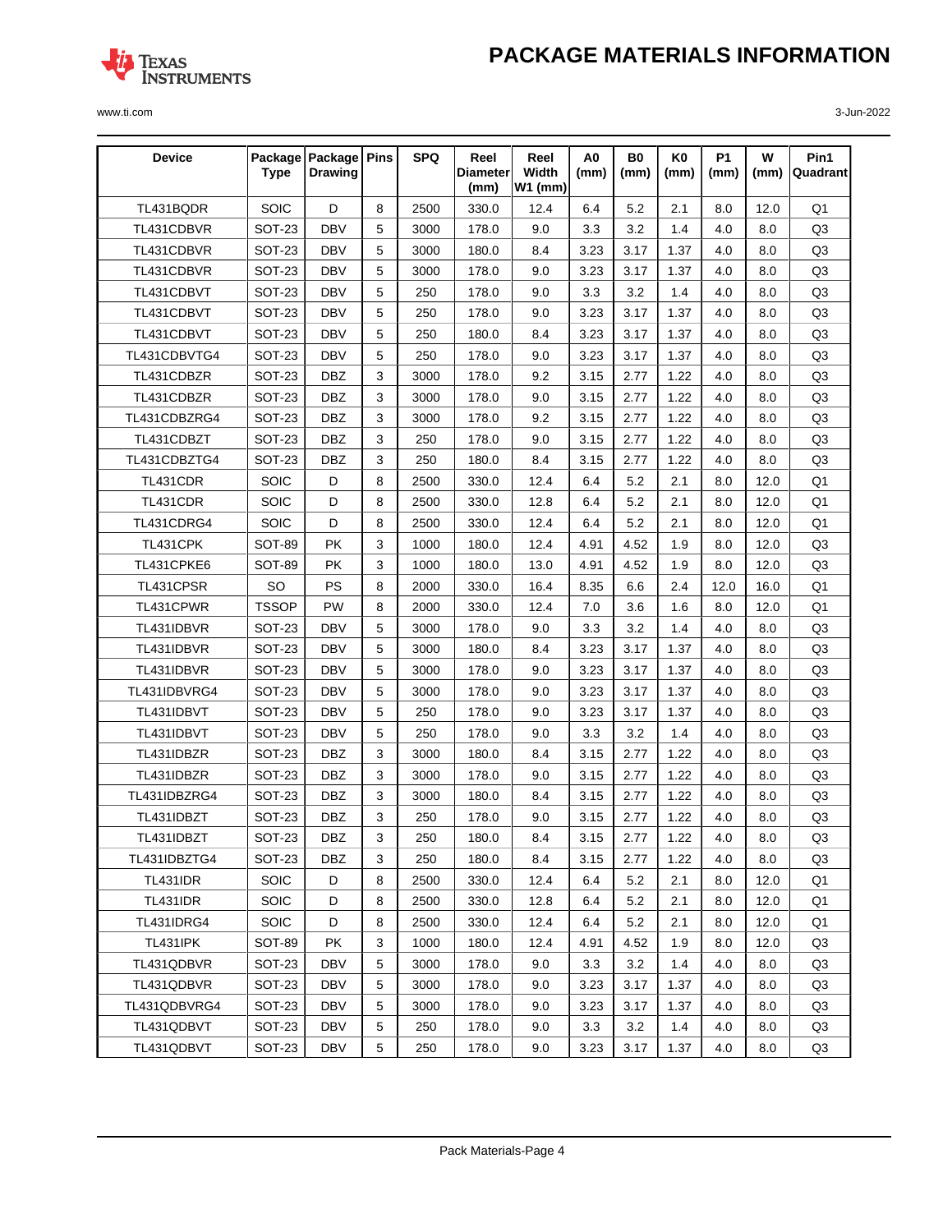| Device | Package Type | Package Drawing | Pins | SPQ | Reel Diameter (mm) | Reel Width W1 (mm) | A0 (mm) | B0 (mm) | K0 (mm) | P1 (mm) | W (mm) | Pin1 Quadrant |
|---|---|---|---|---|---|---|---|---|---|---|---|---|
| TL431BQDR | SOIC | D | 8 | 2500 | 330.0 | 12.4 | 6.4 | 5.2 | 2.1 | 8.0 | 12.0 | Q1 |
| TL431CDBVR | SOT-23 | DBV | 5 | 3000 | 178.0 | 9.0 | 3.3 | 3.2 | 1.4 | 4.0 | 8.0 | Q3 |
| TL431CDBVR | SOT-23 | DBV | 5 | 3000 | 180.0 | 8.4 | 3.23 | 3.17 | 1.37 | 4.0 | 8.0 | Q3 |
| TL431CDBVR | SOT-23 | DBV | 5 | 3000 | 178.0 | 9.0 | 3.23 | 3.17 | 1.37 | 4.0 | 8.0 | Q3 |
| TL431CDBVT | SOT-23 | DBV | 5 | 250 | 178.0 | 9.0 | 3.3 | 3.2 | 1.4 | 4.0 | 8.0 | Q3 |
| TL431CDBVT | SOT-23 | DBV | 5 | 250 | 178.0 | 9.0 | 3.23 | 3.17 | 1.37 | 4.0 | 8.0 | Q3 |
| TL431CDBVT | SOT-23 | DBV | 5 | 250 | 180.0 | 8.4 | 3.23 | 3.17 | 1.37 | 4.0 | 8.0 | Q3 |
| TL431CDBVTG4 | SOT-23 | DBV | 5 | 250 | 178.0 | 9.0 | 3.23 | 3.17 | 1.37 | 4.0 | 8.0 | Q3 |
| TL431CDBZR | SOT-23 | DBZ | 3 | 3000 | 178.0 | 9.2 | 3.15 | 2.77 | 1.22 | 4.0 | 8.0 | Q3 |
| TL431CDBZR | SOT-23 | DBZ | 3 | 3000 | 178.0 | 9.0 | 3.15 | 2.77 | 1.22 | 4.0 | 8.0 | Q3 |
| TL431CDBZRG4 | SOT-23 | DBZ | 3 | 3000 | 178.0 | 9.2 | 3.15 | 2.77 | 1.22 | 4.0 | 8.0 | Q3 |
| TL431CDBZT | SOT-23 | DBZ | 3 | 250 | 178.0 | 9.0 | 3.15 | 2.77 | 1.22 | 4.0 | 8.0 | Q3 |
| TL431CDBZTG4 | SOT-23 | DBZ | 3 | 250 | 180.0 | 8.4 | 3.15 | 2.77 | 1.22 | 4.0 | 8.0 | Q3 |
| TL431CDR | SOIC | D | 8 | 2500 | 330.0 | 12.4 | 6.4 | 5.2 | 2.1 | 8.0 | 12.0 | Q1 |
| TL431CDR | SOIC | D | 8 | 2500 | 330.0 | 12.8 | 6.4 | 5.2 | 2.1 | 8.0 | 12.0 | Q1 |
| TL431CDRG4 | SOIC | D | 8 | 2500 | 330.0 | 12.4 | 6.4 | 5.2 | 2.1 | 8.0 | 12.0 | Q1 |
| TL431CPK | SOT-89 | PK | 3 | 1000 | 180.0 | 12.4 | 4.91 | 4.52 | 1.9 | 8.0 | 12.0 | Q3 |
| TL431CPKE6 | SOT-89 | PK | 3 | 1000 | 180.0 | 13.0 | 4.91 | 4.52 | 1.9 | 8.0 | 12.0 | Q3 |
| TL431CPSR | SO | PS | 8 | 2000 | 330.0 | 16.4 | 8.35 | 6.6 | 2.4 | 12.0 | 16.0 | Q1 |
| TL431CPWR | TSSOP | PW | 8 | 2000 | 330.0 | 12.4 | 7.0 | 3.6 | 1.6 | 8.0 | 12.0 | Q1 |
| TL431IDBVR | SOT-23 | DBV | 5 | 3000 | 178.0 | 9.0 | 3.3 | 3.2 | 1.4 | 4.0 | 8.0 | Q3 |
| TL431IDBVR | SOT-23 | DBV | 5 | 3000 | 180.0 | 8.4 | 3.23 | 3.17 | 1.37 | 4.0 | 8.0 | Q3 |
| TL431IDBVR | SOT-23 | DBV | 5 | 3000 | 178.0 | 9.0 | 3.23 | 3.17 | 1.37 | 4.0 | 8.0 | Q3 |
| TL431IDBVRG4 | SOT-23 | DBV | 5 | 3000 | 178.0 | 9.0 | 3.23 | 3.17 | 1.37 | 4.0 | 8.0 | Q3 |
| TL431IDBVT | SOT-23 | DBV | 5 | 250 | 178.0 | 9.0 | 3.23 | 3.17 | 1.37 | 4.0 | 8.0 | Q3 |
| TL431IDBVT | SOT-23 | DBV | 5 | 250 | 178.0 | 9.0 | 3.3 | 3.2 | 1.4 | 4.0 | 8.0 | Q3 |
| TL431IDBZR | SOT-23 | DBZ | 3 | 3000 | 180.0 | 8.4 | 3.15 | 2.77 | 1.22 | 4.0 | 8.0 | Q3 |
| TL431IDBZR | SOT-23 | DBZ | 3 | 3000 | 178.0 | 9.0 | 3.15 | 2.77 | 1.22 | 4.0 | 8.0 | Q3 |
| TL431IDBZRG4 | SOT-23 | DBZ | 3 | 3000 | 180.0 | 8.4 | 3.15 | 2.77 | 1.22 | 4.0 | 8.0 | Q3 |
| TL431IDBZT | SOT-23 | DBZ | 3 | 250 | 178.0 | 9.0 | 3.15 | 2.77 | 1.22 | 4.0 | 8.0 | Q3 |
| TL431IDBZT | SOT-23 | DBZ | 3 | 250 | 180.0 | 8.4 | 3.15 | 2.77 | 1.22 | 4.0 | 8.0 | Q3 |
| TL431IDBZTG4 | SOT-23 | DBZ | 3 | 250 | 180.0 | 8.4 | 3.15 | 2.77 | 1.22 | 4.0 | 8.0 | Q3 |
| TL431IDR | SOIC | D | 8 | 2500 | 330.0 | 12.4 | 6.4 | 5.2 | 2.1 | 8.0 | 12.0 | Q1 |
| TL431IDR | SOIC | D | 8 | 2500 | 330.0 | 12.8 | 6.4 | 5.2 | 2.1 | 8.0 | 12.0 | Q1 |
| TL431IDRG4 | SOIC | D | 8 | 2500 | 330.0 | 12.4 | 6.4 | 5.2 | 2.1 | 8.0 | 12.0 | Q1 |
| TL431IPK | SOT-89 | PK | 3 | 1000 | 180.0 | 12.4 | 4.91 | 4.52 | 1.9 | 8.0 | 12.0 | Q3 |
| TL431QDBVR | SOT-23 | DBV | 5 | 3000 | 178.0 | 9.0 | 3.3 | 3.2 | 1.4 | 4.0 | 8.0 | Q3 |
| TL431QDBVR | SOT-23 | DBV | 5 | 3000 | 178.0 | 9.0 | 3.23 | 3.17 | 1.37 | 4.0 | 8.0 | Q3 |
| TL431QDBVRG4 | SOT-23 | DBV | 5 | 3000 | 178.0 | 9.0 | 3.23 | 3.17 | 1.37 | 4.0 | 8.0 | Q3 |
| TL431QDBVT | SOT-23 | DBV | 5 | 250 | 178.0 | 9.0 | 3.3 | 3.2 | 1.4 | 4.0 | 8.0 | Q3 |
| TL431QDBVT | SOT-23 | DBV | 5 | 250 | 178.0 | 9.0 | 3.23 | 3.17 | 1.37 | 4.0 | 8.0 | Q3 |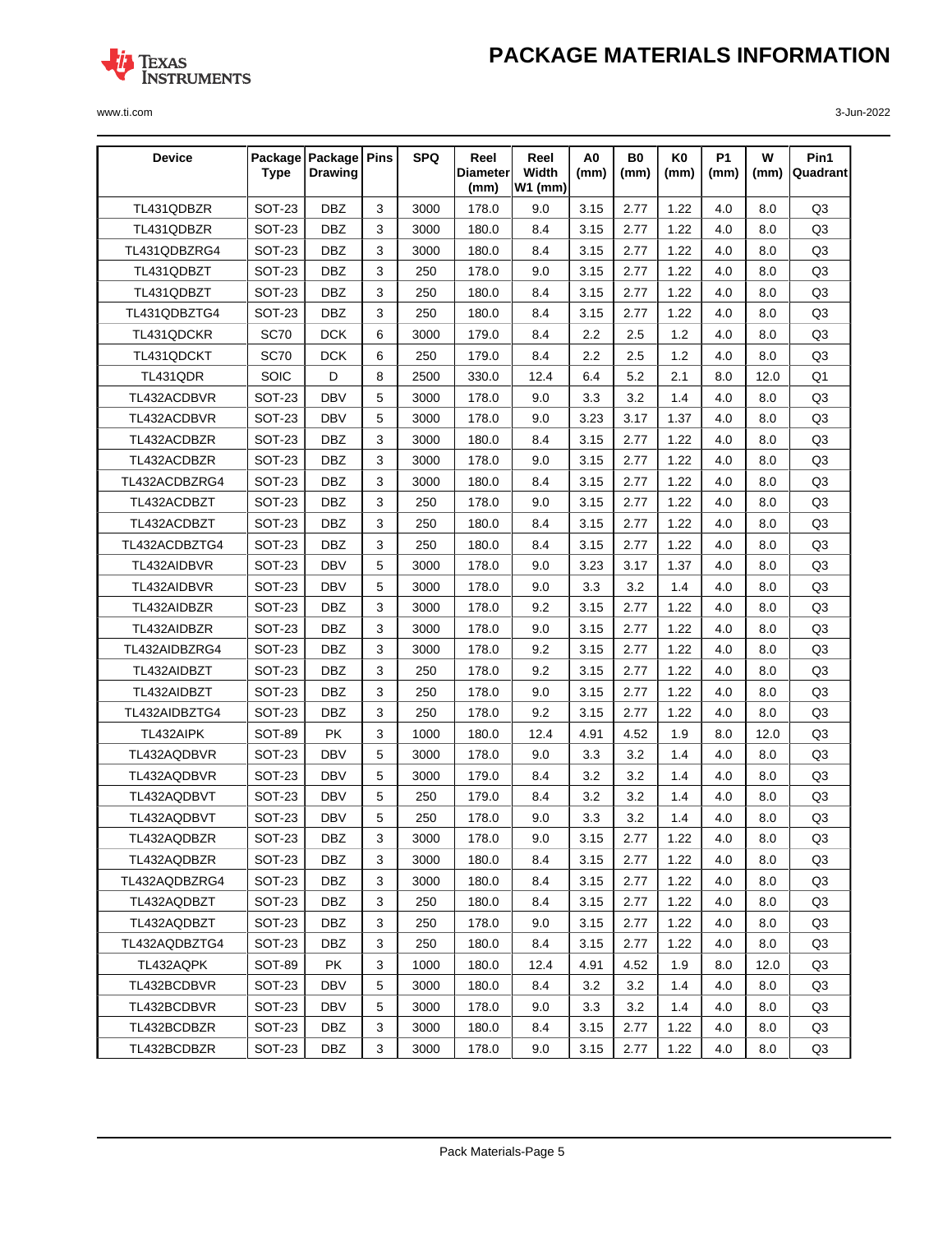| Device | Package Type | Package Drawing | Pins | SPQ | Reel Diameter (mm) | Reel Width W1 (mm) | A0 (mm) | B0 (mm) | K0 (mm) | P1 (mm) | W (mm) | Pin1 Quadrant |
|---|---|---|---|---|---|---|---|---|---|---|---|---|
| TL431QDBZR | SOT-23 | DBZ | 3 | 3000 | 178.0 | 9.0 | 3.15 | 2.77 | 1.22 | 4.0 | 8.0 | Q3 |
| TL431QDBZR | SOT-23 | DBZ | 3 | 3000 | 180.0 | 8.4 | 3.15 | 2.77 | 1.22 | 4.0 | 8.0 | Q3 |
| TL431QDBZRG4 | SOT-23 | DBZ | 3 | 3000 | 180.0 | 8.4 | 3.15 | 2.77 | 1.22 | 4.0 | 8.0 | Q3 |
| TL431QDBZT | SOT-23 | DBZ | 3 | 250 | 178.0 | 9.0 | 3.15 | 2.77 | 1.22 | 4.0 | 8.0 | Q3 |
| TL431QDBZT | SOT-23 | DBZ | 3 | 250 | 180.0 | 8.4 | 3.15 | 2.77 | 1.22 | 4.0 | 8.0 | Q3 |
| TL431QDBZTG4 | SOT-23 | DBZ | 3 | 250 | 180.0 | 8.4 | 3.15 | 2.77 | 1.22 | 4.0 | 8.0 | Q3 |
| TL431QDCKR | SC70 | DCK | 6 | 3000 | 179.0 | 8.4 | 2.2 | 2.5 | 1.2 | 4.0 | 8.0 | Q3 |
| TL431QDCKT | SC70 | DCK | 6 | 250 | 179.0 | 8.4 | 2.2 | 2.5 | 1.2 | 4.0 | 8.0 | Q3 |
| TL431QDR | SOIC | D | 8 | 2500 | 330.0 | 12.4 | 6.4 | 5.2 | 2.1 | 8.0 | 12.0 | Q1 |
| TL432ACDBVR | SOT-23 | DBV | 5 | 3000 | 178.0 | 9.0 | 3.3 | 3.2 | 1.4 | 4.0 | 8.0 | Q3 |
| TL432ACDBVR | SOT-23 | DBV | 5 | 3000 | 178.0 | 9.0 | 3.23 | 3.17 | 1.37 | 4.0 | 8.0 | Q3 |
| TL432ACDBZR | SOT-23 | DBZ | 3 | 3000 | 180.0 | 8.4 | 3.15 | 2.77 | 1.22 | 4.0 | 8.0 | Q3 |
| TL432ACDBZR | SOT-23 | DBZ | 3 | 3000 | 178.0 | 9.0 | 3.15 | 2.77 | 1.22 | 4.0 | 8.0 | Q3 |
| TL432ACDBZRG4 | SOT-23 | DBZ | 3 | 3000 | 180.0 | 8.4 | 3.15 | 2.77 | 1.22 | 4.0 | 8.0 | Q3 |
| TL432ACDBZT | SOT-23 | DBZ | 3 | 250 | 178.0 | 9.0 | 3.15 | 2.77 | 1.22 | 4.0 | 8.0 | Q3 |
| TL432ACDBZT | SOT-23 | DBZ | 3 | 250 | 180.0 | 8.4 | 3.15 | 2.77 | 1.22 | 4.0 | 8.0 | Q3 |
| TL432ACDBZTG4 | SOT-23 | DBZ | 3 | 250 | 180.0 | 8.4 | 3.15 | 2.77 | 1.22 | 4.0 | 8.0 | Q3 |
| TL432AIDBVR | SOT-23 | DBV | 5 | 3000 | 178.0 | 9.0 | 3.23 | 3.17 | 1.37 | 4.0 | 8.0 | Q3 |
| TL432AIDBVR | SOT-23 | DBV | 5 | 3000 | 178.0 | 9.0 | 3.3 | 3.2 | 1.4 | 4.0 | 8.0 | Q3 |
| TL432AIDBZR | SOT-23 | DBZ | 3 | 3000 | 178.0 | 9.2 | 3.15 | 2.77 | 1.22 | 4.0 | 8.0 | Q3 |
| TL432AIDBZR | SOT-23 | DBZ | 3 | 3000 | 178.0 | 9.0 | 3.15 | 2.77 | 1.22 | 4.0 | 8.0 | Q3 |
| TL432AIDBZRG4 | SOT-23 | DBZ | 3 | 3000 | 178.0 | 9.2 | 3.15 | 2.77 | 1.22 | 4.0 | 8.0 | Q3 |
| TL432AIDBZT | SOT-23 | DBZ | 3 | 250 | 178.0 | 9.2 | 3.15 | 2.77 | 1.22 | 4.0 | 8.0 | Q3 |
| TL432AIDBZT | SOT-23 | DBZ | 3 | 250 | 178.0 | 9.0 | 3.15 | 2.77 | 1.22 | 4.0 | 8.0 | Q3 |
| TL432AIDBZTG4 | SOT-23 | DBZ | 3 | 250 | 178.0 | 9.2 | 3.15 | 2.77 | 1.22 | 4.0 | 8.0 | Q3 |
| TL432AIPK | SOT-89 | PK | 3 | 1000 | 180.0 | 12.4 | 4.91 | 4.52 | 1.9 | 8.0 | 12.0 | Q3 |
| TL432AQDBVR | SOT-23 | DBV | 5 | 3000 | 178.0 | 9.0 | 3.3 | 3.2 | 1.4 | 4.0 | 8.0 | Q3 |
| TL432AQDBVR | SOT-23 | DBV | 5 | 3000 | 179.0 | 8.4 | 3.2 | 3.2 | 1.4 | 4.0 | 8.0 | Q3 |
| TL432AQDBVT | SOT-23 | DBV | 5 | 250 | 179.0 | 8.4 | 3.2 | 3.2 | 1.4 | 4.0 | 8.0 | Q3 |
| TL432AQDBVT | SOT-23 | DBV | 5 | 250 | 178.0 | 9.0 | 3.3 | 3.2 | 1.4 | 4.0 | 8.0 | Q3 |
| TL432AQDBZR | SOT-23 | DBZ | 3 | 3000 | 178.0 | 9.0 | 3.15 | 2.77 | 1.22 | 4.0 | 8.0 | Q3 |
| TL432AQDBZR | SOT-23 | DBZ | 3 | 3000 | 180.0 | 8.4 | 3.15 | 2.77 | 1.22 | 4.0 | 8.0 | Q3 |
| TL432AQDBZRG4 | SOT-23 | DBZ | 3 | 3000 | 180.0 | 8.4 | 3.15 | 2.77 | 1.22 | 4.0 | 8.0 | Q3 |
| TL432AQDBZT | SOT-23 | DBZ | 3 | 250 | 180.0 | 8.4 | 3.15 | 2.77 | 1.22 | 4.0 | 8.0 | Q3 |
| TL432AQDBZT | SOT-23 | DBZ | 3 | 250 | 178.0 | 9.0 | 3.15 | 2.77 | 1.22 | 4.0 | 8.0 | Q3 |
| TL432AQDBZTG4 | SOT-23 | DBZ | 3 | 250 | 180.0 | 8.4 | 3.15 | 2.77 | 1.22 | 4.0 | 8.0 | Q3 |
| TL432AQPK | SOT-89 | PK | 3 | 1000 | 180.0 | 12.4 | 4.91 | 4.52 | 1.9 | 8.0 | 12.0 | Q3 |
| TL432BCDBVR | SOT-23 | DBV | 5 | 3000 | 180.0 | 8.4 | 3.2 | 3.2 | 1.4 | 4.0 | 8.0 | Q3 |
| TL432BCDBVR | SOT-23 | DBV | 5 | 3000 | 178.0 | 9.0 | 3.3 | 3.2 | 1.4 | 4.0 | 8.0 | Q3 |
| TL432BCDBZR | SOT-23 | DBZ | 3 | 3000 | 180.0 | 8.4 | 3.15 | 2.77 | 1.22 | 4.0 | 8.0 | Q3 |
| TL432BCDBZR | SOT-23 | DBZ | 3 | 3000 | 178.0 | 9.0 | 3.15 | 2.77 | 1.22 | 4.0 | 8.0 | Q3 |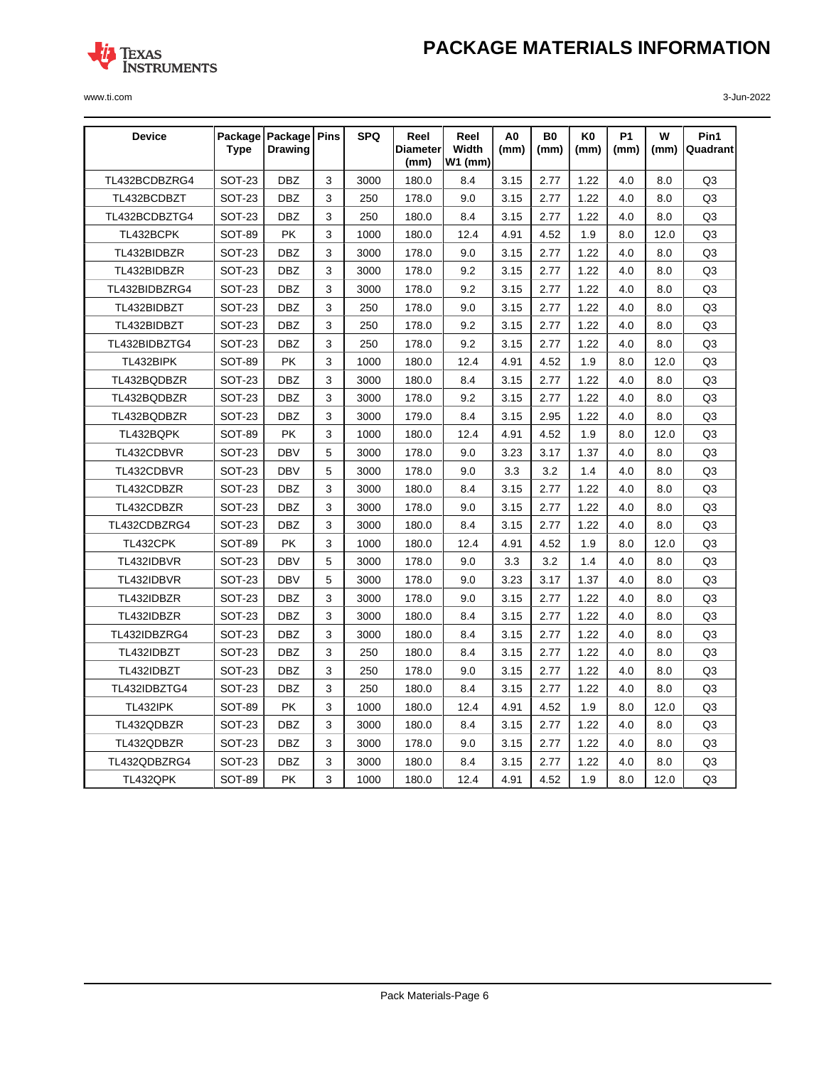| Device | Package Type | Package Drawing | Pins | SPQ | Reel Diameter (mm) | Reel Width W1 (mm) | A0 (mm) | B0 (mm) | K0 (mm) | P1 (mm) | W (mm) | Pin1 Quadrant |
|---|---|---|---|---|---|---|---|---|---|---|---|---|
| TL432BCDBZRG4 | SOT-23 | DBZ | 3 | 3000 | 180.0 | 8.4 | 3.15 | 2.77 | 1.22 | 4.0 | 8.0 | Q3 |
| TL432BCDBZT | SOT-23 | DBZ | 3 | 250 | 178.0 | 9.0 | 3.15 | 2.77 | 1.22 | 4.0 | 8.0 | Q3 |
| TL432BCDBZTG4 | SOT-23 | DBZ | 3 | 250 | 180.0 | 8.4 | 3.15 | 2.77 | 1.22 | 4.0 | 8.0 | Q3 |
| TL432BCPK | SOT-89 | PK | 3 | 1000 | 180.0 | 12.4 | 4.91 | 4.52 | 1.9 | 8.0 | 12.0 | Q3 |
| TL432BIDBZR | SOT-23 | DBZ | 3 | 3000 | 178.0 | 9.0 | 3.15 | 2.77 | 1.22 | 4.0 | 8.0 | Q3 |
| TL432BIDBZR | SOT-23 | DBZ | 3 | 3000 | 178.0 | 9.2 | 3.15 | 2.77 | 1.22 | 4.0 | 8.0 | Q3 |
| TL432BIDBZRG4 | SOT-23 | DBZ | 3 | 3000 | 178.0 | 9.2 | 3.15 | 2.77 | 1.22 | 4.0 | 8.0 | Q3 |
| TL432BIDBZT | SOT-23 | DBZ | 3 | 250 | 178.0 | 9.0 | 3.15 | 2.77 | 1.22 | 4.0 | 8.0 | Q3 |
| TL432BIDBZT | SOT-23 | DBZ | 3 | 250 | 178.0 | 9.2 | 3.15 | 2.77 | 1.22 | 4.0 | 8.0 | Q3 |
| TL432BIDBZTG4 | SOT-23 | DBZ | 3 | 250 | 178.0 | 9.2 | 3.15 | 2.77 | 1.22 | 4.0 | 8.0 | Q3 |
| TL432BIPK | SOT-89 | PK | 3 | 1000 | 180.0 | 12.4 | 4.91 | 4.52 | 1.9 | 8.0 | 12.0 | Q3 |
| TL432BQDBZR | SOT-23 | DBZ | 3 | 3000 | 180.0 | 8.4 | 3.15 | 2.77 | 1.22 | 4.0 | 8.0 | Q3 |
| TL432BQDBZR | SOT-23 | DBZ | 3 | 3000 | 178.0 | 9.2 | 3.15 | 2.77 | 1.22 | 4.0 | 8.0 | Q3 |
| TL432BQDBZR | SOT-23 | DBZ | 3 | 3000 | 179.0 | 8.4 | 3.15 | 2.95 | 1.22 | 4.0 | 8.0 | Q3 |
| TL432BQPK | SOT-89 | PK | 3 | 1000 | 180.0 | 12.4 | 4.91 | 4.52 | 1.9 | 8.0 | 12.0 | Q3 |
| TL432CDBVR | SOT-23 | DBV | 5 | 3000 | 178.0 | 9.0 | 3.23 | 3.17 | 1.37 | 4.0 | 8.0 | Q3 |
| TL432CDBVR | SOT-23 | DBV | 5 | 3000 | 178.0 | 9.0 | 3.3 | 3.2 | 1.4 | 4.0 | 8.0 | Q3 |
| TL432CDBZR | SOT-23 | DBZ | 3 | 3000 | 180.0 | 8.4 | 3.15 | 2.77 | 1.22 | 4.0 | 8.0 | Q3 |
| TL432CDBZR | SOT-23 | DBZ | 3 | 3000 | 178.0 | 9.0 | 3.15 | 2.77 | 1.22 | 4.0 | 8.0 | Q3 |
| TL432CDBZRG4 | SOT-23 | DBZ | 3 | 3000 | 180.0 | 8.4 | 3.15 | 2.77 | 1.22 | 4.0 | 8.0 | Q3 |
| TL432CPK | SOT-89 | PK | 3 | 1000 | 180.0 | 12.4 | 4.91 | 4.52 | 1.9 | 8.0 | 12.0 | Q3 |
| TL432IDBVR | SOT-23 | DBV | 5 | 3000 | 178.0 | 9.0 | 3.3 | 3.2 | 1.4 | 4.0 | 8.0 | Q3 |
| TL432IDBVR | SOT-23 | DBV | 5 | 3000 | 178.0 | 9.0 | 3.23 | 3.17 | 1.37 | 4.0 | 8.0 | Q3 |
| TL432IDBZR | SOT-23 | DBZ | 3 | 3000 | 178.0 | 9.0 | 3.15 | 2.77 | 1.22 | 4.0 | 8.0 | Q3 |
| TL432IDBZR | SOT-23 | DBZ | 3 | 3000 | 180.0 | 8.4 | 3.15 | 2.77 | 1.22 | 4.0 | 8.0 | Q3 |
| TL432IDBZRG4 | SOT-23 | DBZ | 3 | 3000 | 180.0 | 8.4 | 3.15 | 2.77 | 1.22 | 4.0 | 8.0 | Q3 |
| TL432IDBZT | SOT-23 | DBZ | 3 | 250 | 180.0 | 8.4 | 3.15 | 2.77 | 1.22 | 4.0 | 8.0 | Q3 |
| TL432IDBZT | SOT-23 | DBZ | 3 | 250 | 178.0 | 9.0 | 3.15 | 2.77 | 1.22 | 4.0 | 8.0 | Q3 |
| TL432IDBZTG4 | SOT-23 | DBZ | 3 | 250 | 180.0 | 8.4 | 3.15 | 2.77 | 1.22 | 4.0 | 8.0 | Q3 |
| TL432IPK | SOT-89 | PK | 3 | 1000 | 180.0 | 12.4 | 4.91 | 4.52 | 1.9 | 8.0 | 12.0 | Q3 |
| TL432QDBZR | SOT-23 | DBZ | 3 | 3000 | 180.0 | 8.4 | 3.15 | 2.77 | 1.22 | 4.0 | 8.0 | Q3 |
| TL432QDBZR | SOT-23 | DBZ | 3 | 3000 | 178.0 | 9.0 | 3.15 | 2.77 | 1.22 | 4.0 | 8.0 | Q3 |
| TL432QDBZRG4 | SOT-23 | DBZ | 3 | 3000 | 180.0 | 8.4 | 3.15 | 2.77 | 1.22 | 4.0 | 8.0 | Q3 |
| TL432QPK | SOT-89 | PK | 3 | 1000 | 180.0 | 12.4 | 4.91 | 4.52 | 1.9 | 8.0 | 12.0 | Q3 |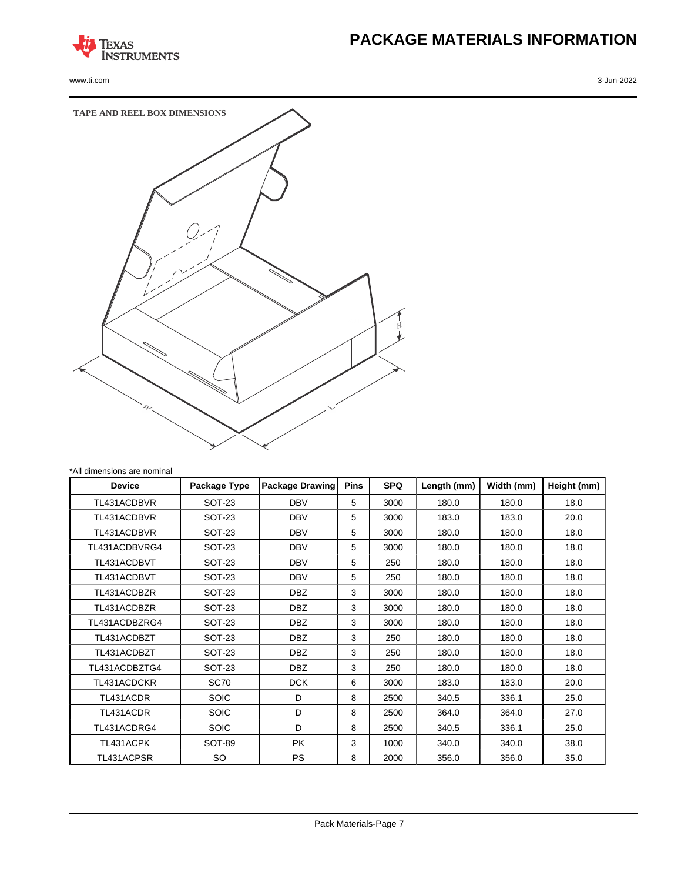# PACKAGE MATERIALS INFORMATION

**TAPE AND REEL BOX DIMENSIONS**

*All dimensions are nominal

| Device | Package Type | Package Drawing | Pins | SPQ | Length (mm) | Width (mm) | Height (mm) |
|---|---|---|---|---|---|---|---|
| TL431ACDBVR | SOT-23 | DBV | 5 | 3000 | 180.0 | 180.0 | 18.0 |
| TL431ACDBVR | SOT-23 | DBV | 5 | 3000 | 183.0 | 183.0 | 20.0 |
| TL431ACDBVR | SOT-23 | DBV | 5 | 3000 | 180.0 | 180.0 | 18.0 |
| TL431ACDBVRG4 | SOT-23 | DBV | 5 | 3000 | 180.0 | 180.0 | 18.0 |
| TL431ACDBVT | SOT-23 | DBV | 5 | 250 | 180.0 | 180.0 | 18.0 |
| TL431ACDBVT | SOT-23 | DBV | 5 | 250 | 180.0 | 180.0 | 18.0 |
| TL431ACDBZR | SOT-23 | DBZ | 3 | 3000 | 180.0 | 180.0 | 18.0 |
| TL431ACDBZR | SOT-23 | DBZ | 3 | 3000 | 180.0 | 180.0 | 18.0 |
| TL431ACDBZRG4 | SOT-23 | DBZ | 3 | 3000 | 180.0 | 180.0 | 18.0 |
| TL431ACDBZT | SOT-23 | DBZ | 3 | 250 | 180.0 | 180.0 | 18.0 |
| TL431ACDBZT | SOT-23 | DBZ | 3 | 250 | 180.0 | 180.0 | 18.0 |
| TL431ACDBZTG4 | SOT-23 | DBZ | 3 | 250 | 180.0 | 180.0 | 18.0 |
| TL431ACDCKR | SC70 | DCK | 6 | 3000 | 183.0 | 183.0 | 20.0 |
| TL431ACDR | SOIC | D | 8 | 2500 | 340.5 | 336.1 | 25.0 |
| TL431ACDR | SOIC | D | 8 | 2500 | 364.0 | 364.0 | 27.0 |
| TL431ACDRG4 | SOIC | D | 8 | 2500 | 340.5 | 336.1 | 25.0 |
| TL431ACPK | SOT-89 | PK | 3 | 1000 | 340.0 | 340.0 | 38.0 |
| TL431ACPSR | SO | PS | 8 | 2000 | 356.0 | 356.0 | 35.0 |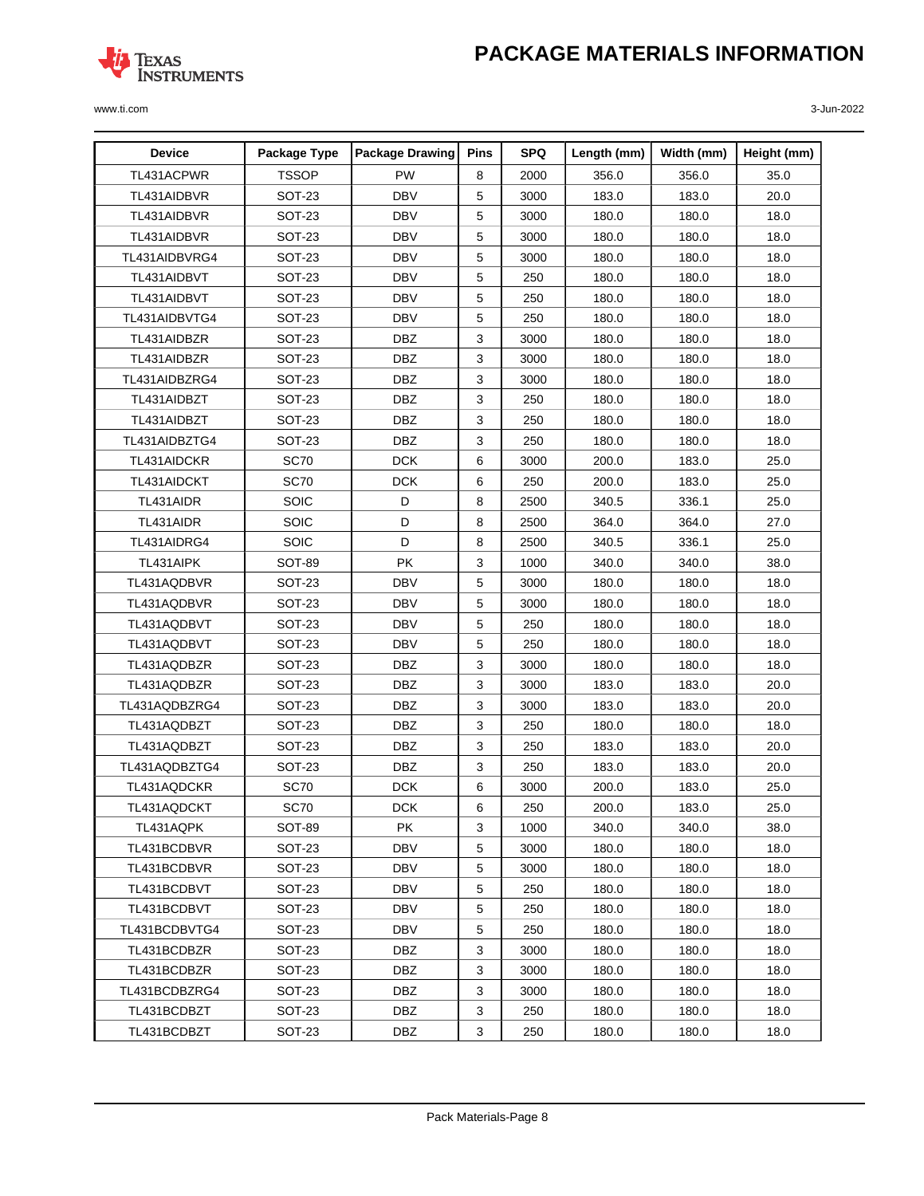# PACKAGE MATERIALS INFORMATION

| Device | Package Type | Package Drawing | Pins | SPQ | Length (mm) | Width (mm) | Height (mm) |
|---|---|---|---|---|---|---|---|
| TL431ACPWR | TSSOP | PW | 8 | 2000 | 356.0 | 356.0 | 35.0 |
| TL431AIDBVR | SOT-23 | DBV | 5 | 3000 | 183.0 | 183.0 | 20.0 |
| TL431AIDBVR | SOT-23 | DBV | 5 | 3000 | 180.0 | 180.0 | 18.0 |
| TL431AIDBVR | SOT-23 | DBV | 5 | 3000 | 180.0 | 180.0 | 18.0 |
| TL431AIDBVRG4 | SOT-23 | DBV | 5 | 3000 | 180.0 | 180.0 | 18.0 |
| TL431AIDBVT | SOT-23 | DBV | 5 | 250 | 180.0 | 180.0 | 18.0 |
| TL431AIDBVT | SOT-23 | DBV | 5 | 250 | 180.0 | 180.0 | 18.0 |
| TL431AIDBVTG4 | SOT-23 | DBV | 5 | 250 | 180.0 | 180.0 | 18.0 |
| TL431AIDBZR | SOT-23 | DBZ | 3 | 3000 | 180.0 | 180.0 | 18.0 |
| TL431AIDBZR | SOT-23 | DBZ | 3 | 3000 | 180.0 | 180.0 | 18.0 |
| TL431AIDBZRG4 | SOT-23 | DBZ | 3 | 3000 | 180.0 | 180.0 | 18.0 |
| TL431AIDBZT | SOT-23 | DBZ | 3 | 250 | 180.0 | 180.0 | 18.0 |
| TL431AIDBZT | SOT-23 | DBZ | 3 | 250 | 180.0 | 180.0 | 18.0 |
| TL431AIDBZTG4 | SOT-23 | DBZ | 3 | 250 | 180.0 | 180.0 | 18.0 |
| TL431AIDCKR | SC70 | DCK | 6 | 3000 | 200.0 | 183.0 | 25.0 |
| TL431AIDCKT | SC70 | DCK | 6 | 250 | 200.0 | 183.0 | 25.0 |
| TL431AIDR | SOIC | D | 8 | 2500 | 340.5 | 336.1 | 25.0 |
| TL431AIDR | SOIC | D | 8 | 2500 | 364.0 | 364.0 | 27.0 |
| TL431AIDRG4 | SOIC | D | 8 | 2500 | 340.5 | 336.1 | 25.0 |
| TL431AIPK | SOT-89 | PK | 3 | 1000 | 340.0 | 340.0 | 38.0 |
| TL431AQDBVR | SOT-23 | DBV | 5 | 3000 | 180.0 | 180.0 | 18.0 |
| TL431AQDBVR | SOT-23 | DBV | 5 | 3000 | 180.0 | 180.0 | 18.0 |
| TL431AQDBVT | SOT-23 | DBV | 5 | 250 | 180.0 | 180.0 | 18.0 |
| TL431AQDBVT | SOT-23 | DBV | 5 | 250 | 180.0 | 180.0 | 18.0 |
| TL431AQDBZR | SOT-23 | DBZ | 3 | 3000 | 180.0 | 180.0 | 18.0 |
| TL431AQDBZR | SOT-23 | DBZ | 3 | 3000 | 183.0 | 183.0 | 20.0 |
| TL431AQDBZRG4 | SOT-23 | DBZ | 3 | 3000 | 183.0 | 183.0 | 20.0 |
| TL431AQDBZT | SOT-23 | DBZ | 3 | 250 | 180.0 | 180.0 | 18.0 |
| TL431AQDBZT | SOT-23 | DBZ | 3 | 250 | 183.0 | 183.0 | 20.0 |
| TL431AQDBZTG4 | SOT-23 | DBZ | 3 | 250 | 183.0 | 183.0 | 20.0 |
| TL431AQDCKR | SC70 | DCK | 6 | 3000 | 200.0 | 183.0 | 25.0 |
| TL431AQDCKT | SC70 | DCK | 6 | 250 | 200.0 | 183.0 | 25.0 |
| TL431AQPK | SOT-89 | PK | 3 | 1000 | 340.0 | 340.0 | 38.0 |
| TL431BCDBVR | SOT-23 | DBV | 5 | 3000 | 180.0 | 180.0 | 18.0 |
| TL431BCDBVR | SOT-23 | DBV | 5 | 3000 | 180.0 | 180.0 | 18.0 |
| TL431BCDBVT | SOT-23 | DBV | 5 | 250 | 180.0 | 180.0 | 18.0 |
| TL431BCDBVT | SOT-23 | DBV | 5 | 250 | 180.0 | 180.0 | 18.0 |
| TL431BCDBVTG4 | SOT-23 | DBV | 5 | 250 | 180.0 | 180.0 | 18.0 |
| TL431BCDBZR | SOT-23 | DBZ | 3 | 3000 | 180.0 | 180.0 | 18.0 |
| TL431BCDBZR | SOT-23 | DBZ | 3 | 3000 | 180.0 | 180.0 | 18.0 |
| TL431BCDBZRG4 | SOT-23 | DBZ | 3 | 3000 | 180.0 | 180.0 | 18.0 |
| TL431BCDBZT | SOT-23 | DBZ | 3 | 250 | 180.0 | 180.0 | 18.0 |
| TL431BCDBZT | SOT-23 | DBZ | 3 | 250 | 180.0 | 180.0 | 18.0 |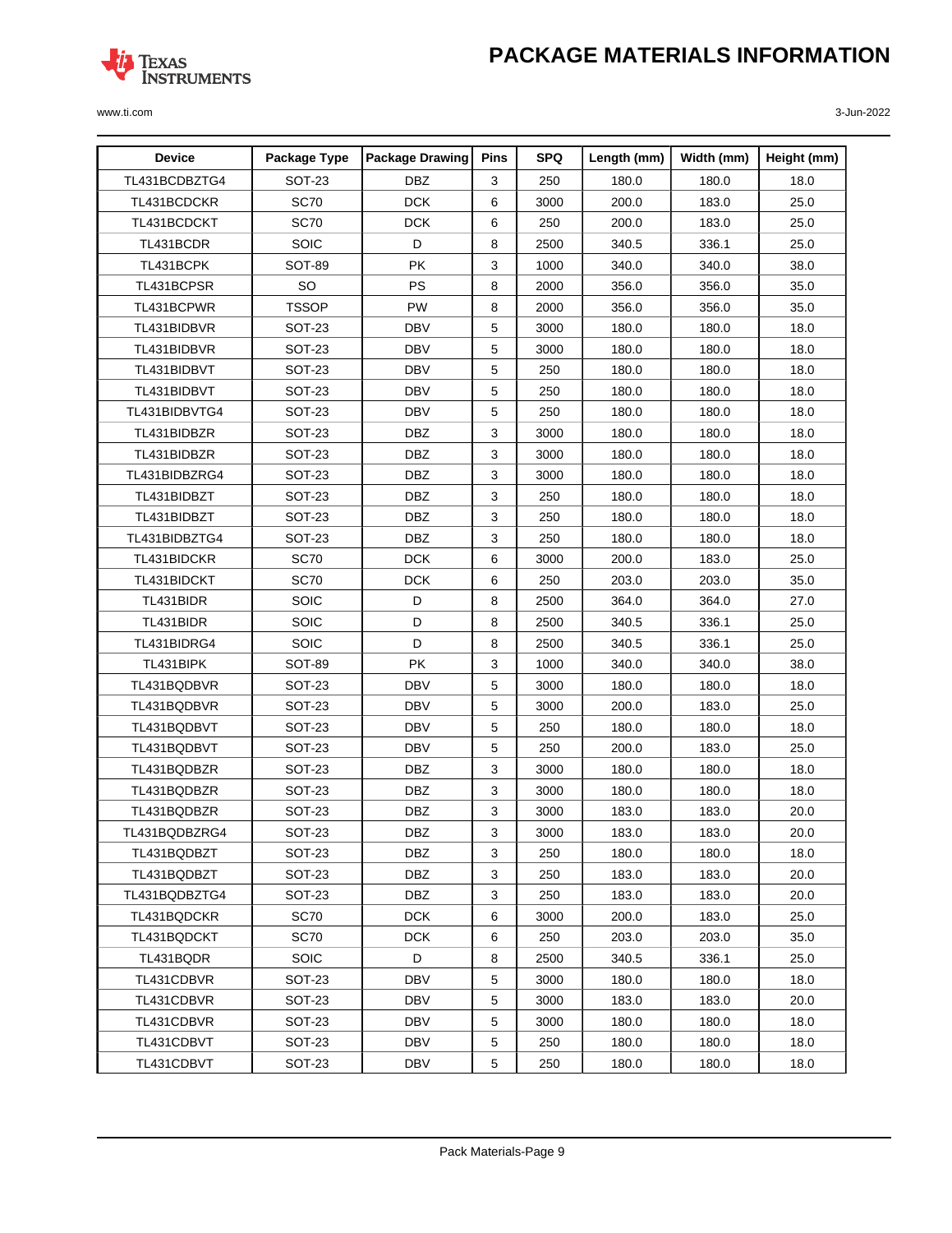# PACKAGE MATERIALS INFORMATION

| Device | Package Type | Package Drawing | Pins | SPQ | Length (mm) | Width (mm) | Height (mm) |
|---|---|---|---|---|---|---|---|
| TL431BCDBZTG4 | SOT-23 | DBZ | 3 | 250 | 180.0 | 180.0 | 18.0 |
| TL431BCDCKR | SC70 | DCK | 6 | 3000 | 200.0 | 183.0 | 25.0 |
| TL431BCDCKT | SC70 | DCK | 6 | 250 | 200.0 | 183.0 | 25.0 |
| TL431BCDR | SOIC | D | 8 | 2500 | 340.5 | 336.1 | 25.0 |
| TL431BCPK | SOT-89 | PK | 3 | 1000 | 340.0 | 340.0 | 38.0 |
| TL431BCPSR | SO | PS | 8 | 2000 | 356.0 | 356.0 | 35.0 |
| TL431BCPWR | TSSOP | PW | 8 | 2000 | 356.0 | 356.0 | 35.0 |
| TL431BIDBVR | SOT-23 | DBV | 5 | 3000 | 180.0 | 180.0 | 18.0 |
| TL431BIDBVR | SOT-23 | DBV | 5 | 3000 | 180.0 | 180.0 | 18.0 |
| TL431BIDBVT | SOT-23 | DBV | 5 | 250 | 180.0 | 180.0 | 18.0 |
| TL431BIDBVT | SOT-23 | DBV | 5 | 250 | 180.0 | 180.0 | 18.0 |
| TL431BIDBVTG4 | SOT-23 | DBV | 5 | 250 | 180.0 | 180.0 | 18.0 |
| TL431BIDBZR | SOT-23 | DBZ | 3 | 3000 | 180.0 | 180.0 | 18.0 |
| TL431BIDBZR | SOT-23 | DBZ | 3 | 3000 | 180.0 | 180.0 | 18.0 |
| TL431BIDBZRG4 | SOT-23 | DBZ | 3 | 3000 | 180.0 | 180.0 | 18.0 |
| TL431BIDBZT | SOT-23 | DBZ | 3 | 250 | 180.0 | 180.0 | 18.0 |
| TL431BIDBZT | SOT-23 | DBZ | 3 | 250 | 180.0 | 180.0 | 18.0 |
| TL431BIDBZTG4 | SOT-23 | DBZ | 3 | 250 | 180.0 | 180.0 | 18.0 |
| TL431BIDCKR | SC70 | DCK | 6 | 3000 | 200.0 | 183.0 | 25.0 |
| TL431BIDCKT | SC70 | DCK | 6 | 250 | 203.0 | 203.0 | 35.0 |
| TL431BIDR | SOIC | D | 8 | 2500 | 364.0 | 364.0 | 27.0 |
| TL431BIDR | SOIC | D | 8 | 2500 | 340.5 | 336.1 | 25.0 |
| TL431BIDRG4 | SOIC | D | 8 | 2500 | 340.5 | 336.1 | 25.0 |
| TL431BIPK | SOT-89 | PK | 3 | 1000 | 340.0 | 340.0 | 38.0 |
| TL431BQDBVR | SOT-23 | DBV | 5 | 3000 | 180.0 | 180.0 | 18.0 |
| TL431BQDBVR | SOT-23 | DBV | 5 | 3000 | 200.0 | 183.0 | 25.0 |
| TL431BQDBVT | SOT-23 | DBV | 5 | 250 | 180.0 | 180.0 | 18.0 |
| TL431BQDBVT | SOT-23 | DBV | 5 | 250 | 200.0 | 183.0 | 25.0 |
| TL431BQDBZR | SOT-23 | DBZ | 3 | 3000 | 180.0 | 180.0 | 18.0 |
| TL431BQDBZR | SOT-23 | DBZ | 3 | 3000 | 180.0 | 180.0 | 18.0 |
| TL431BQDBZR | SOT-23 | DBZ | 3 | 3000 | 183.0 | 183.0 | 20.0 |
| TL431BQDBZRG4 | SOT-23 | DBZ | 3 | 3000 | 183.0 | 183.0 | 20.0 |
| TL431BQDBZT | SOT-23 | DBZ | 3 | 250 | 180.0 | 180.0 | 18.0 |
| TL431BQDBZT | SOT-23 | DBZ | 3 | 250 | 183.0 | 183.0 | 20.0 |
| TL431BQDBZTG4 | SOT-23 | DBZ | 3 | 250 | 183.0 | 183.0 | 20.0 |
| TL431BQDCKR | SC70 | DCK | 6 | 3000 | 200.0 | 183.0 | 25.0 |
| TL431BQDCKT | SC70 | DCK | 6 | 250 | 203.0 | 203.0 | 35.0 |
| TL431BQDR | SOIC | D | 8 | 2500 | 340.5 | 336.1 | 25.0 |
| TL431CDBVR | SOT-23 | DBV | 5 | 3000 | 180.0 | 180.0 | 18.0 |
| TL431CDBVR | SOT-23 | DBV | 5 | 3000 | 183.0 | 183.0 | 20.0 |
| TL431CDBVR | SOT-23 | DBV | 5 | 3000 | 180.0 | 180.0 | 18.0 |
| TL431CDBVT | SOT-23 | DBV | 5 | 250 | 180.0 | 180.0 | 18.0 |
| TL431CDBVT | SOT-23 | DBV | 5 | 250 | 180.0 | 180.0 | 18.0 |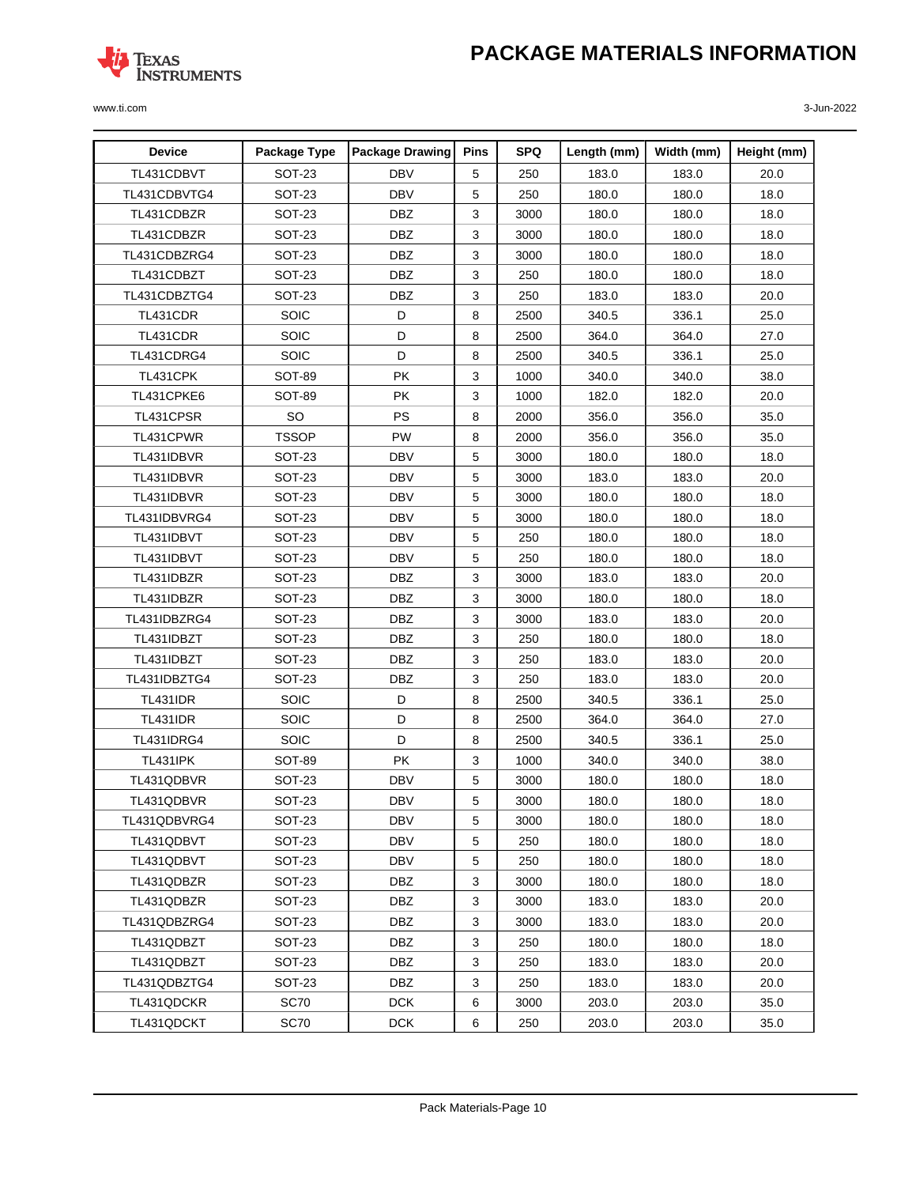# PACKAGE MATERIALS INFORMATION

| Device | Package Type | Package Drawing | Pins | SPQ | Length (mm) | Width (mm) | Height (mm) |
|---|---|---|---|---|---|---|---|
| TL431CDBVT | SOT-23 | DBV | 5 | 250 | 183.0 | 183.0 | 20.0 |
| TL431CDBVTG4 | SOT-23 | DBV | 5 | 250 | 180.0 | 180.0 | 18.0 |
| TL431CDBZR | SOT-23 | DBZ | 3 | 3000 | 180.0 | 180.0 | 18.0 |
| TL431CDBZR | SOT-23 | DBZ | 3 | 3000 | 180.0 | 180.0 | 18.0 |
| TL431CDBZRG4 | SOT-23 | DBZ | 3 | 3000 | 180.0 | 180.0 | 18.0 |
| TL431CDBZT | SOT-23 | DBZ | 3 | 250 | 180.0 | 180.0 | 18.0 |
| TL431CDBZTG4 | SOT-23 | DBZ | 3 | 250 | 183.0 | 183.0 | 20.0 |
| TL431CDR | SOIC | D | 8 | 2500 | 340.5 | 336.1 | 25.0 |
| TL431CDR | SOIC | D | 8 | 2500 | 364.0 | 364.0 | 27.0 |
| TL431CDRG4 | SOIC | D | 8 | 2500 | 340.5 | 336.1 | 25.0 |
| TL431CPK | SOT-89 | PK | 3 | 1000 | 340.0 | 340.0 | 38.0 |
| TL431CPKE6 | SOT-89 | PK | 3 | 1000 | 182.0 | 182.0 | 20.0 |
| TL431CPSR | SO | PS | 8 | 2000 | 356.0 | 356.0 | 35.0 |
| TL431CPWR | TSSOP | PW | 8 | 2000 | 356.0 | 356.0 | 35.0 |
| TL431IDBVR | SOT-23 | DBV | 5 | 3000 | 180.0 | 180.0 | 18.0 |
| TL431IDBVR | SOT-23 | DBV | 5 | 3000 | 183.0 | 183.0 | 20.0 |
| TL431IDBVR | SOT-23 | DBV | 5 | 3000 | 180.0 | 180.0 | 18.0 |
| TL431IDBVRG4 | SOT-23 | DBV | 5 | 3000 | 180.0 | 180.0 | 18.0 |
| TL431IDBVT | SOT-23 | DBV | 5 | 250 | 180.0 | 180.0 | 18.0 |
| TL431IDBVT | SOT-23 | DBV | 5 | 250 | 180.0 | 180.0 | 18.0 |
| TL431IDBZR | SOT-23 | DBZ | 3 | 3000 | 183.0 | 183.0 | 20.0 |
| TL431IDBZR | SOT-23 | DBZ | 3 | 3000 | 180.0 | 180.0 | 18.0 |
| TL431IDBZRG4 | SOT-23 | DBZ | 3 | 3000 | 183.0 | 183.0 | 20.0 |
| TL431IDBZT | SOT-23 | DBZ | 3 | 250 | 180.0 | 180.0 | 18.0 |
| TL431IDBZT | SOT-23 | DBZ | 3 | 250 | 183.0 | 183.0 | 20.0 |
| TL431IDBZTG4 | SOT-23 | DBZ | 3 | 250 | 183.0 | 183.0 | 20.0 |
| TL431IDR | SOIC | D | 8 | 2500 | 340.5 | 336.1 | 25.0 |
| TL431IDR | SOIC | D | 8 | 2500 | 364.0 | 364.0 | 27.0 |
| TL431IDRG4 | SOIC | D | 8 | 2500 | 340.5 | 336.1 | 25.0 |
| TL431IPK | SOT-89 | PK | 3 | 1000 | 340.0 | 340.0 | 38.0 |
| TL431QDBVR | SOT-23 | DBV | 5 | 3000 | 180.0 | 180.0 | 18.0 |
| TL431QDBVR | SOT-23 | DBV | 5 | 3000 | 180.0 | 180.0 | 18.0 |
| TL431QDBVRG4 | SOT-23 | DBV | 5 | 3000 | 180.0 | 180.0 | 18.0 |
| TL431QDBVT | SOT-23 | DBV | 5 | 250 | 180.0 | 180.0 | 18.0 |
| TL431QDBVT | SOT-23 | DBV | 5 | 250 | 180.0 | 180.0 | 18.0 |
| TL431QDBZR | SOT-23 | DBZ | 3 | 3000 | 180.0 | 180.0 | 18.0 |
| TL431QDBZR | SOT-23 | DBZ | 3 | 3000 | 183.0 | 183.0 | 20.0 |
| TL431QDBZRG4 | SOT-23 | DBZ | 3 | 3000 | 183.0 | 183.0 | 20.0 |
| TL431QDBZT | SOT-23 | DBZ | 3 | 250 | 180.0 | 180.0 | 18.0 |
| TL431QDBZT | SOT-23 | DBZ | 3 | 250 | 183.0 | 183.0 | 20.0 |
| TL431QDBZTG4 | SOT-23 | DBZ | 3 | 250 | 183.0 | 183.0 | 20.0 |
| TL431QDCKR | SC70 | DCK | 6 | 3000 | 203.0 | 203.0 | 35.0 |
| TL431QDCKT | SC70 | DCK | 6 | 250 | 203.0 | 203.0 | 35.0 |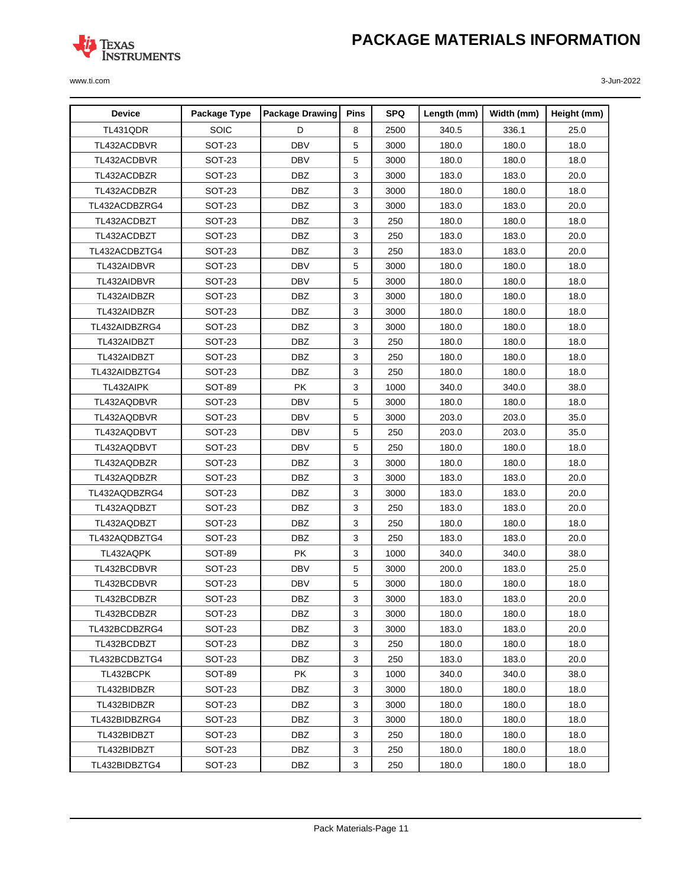| Device | Package Type | Package Drawing | Pins | SPQ | Length (mm) | Width (mm) | Height (mm) |
|---|---|---|---|---|---|---|---|
| TL431QDR | SOIC | D | 8 | 2500 | 340.5 | 336.1 | 25.0 |
| TL432ACDBVR | SOT-23 | DBV | 5 | 3000 | 180.0 | 180.0 | 18.0 |
| TL432ACDBVR | SOT-23 | DBV | 5 | 3000 | 180.0 | 180.0 | 18.0 |
| TL432ACDBZR | SOT-23 | DBZ | 3 | 3000 | 183.0 | 183.0 | 20.0 |
| TL432ACDBZR | SOT-23 | DBZ | 3 | 3000 | 180.0 | 180.0 | 18.0 |
| TL432ACDBZRG4 | SOT-23 | DBZ | 3 | 3000 | 183.0 | 183.0 | 20.0 |
| TL432ACDBZT | SOT-23 | DBZ | 3 | 250 | 180.0 | 180.0 | 18.0 |
| TL432ACDBZT | SOT-23 | DBZ | 3 | 250 | 183.0 | 183.0 | 20.0 |
| TL432ACDBZTG4 | SOT-23 | DBZ | 3 | 250 | 183.0 | 183.0 | 20.0 |
| TL432AIDBVR | SOT-23 | DBV | 5 | 3000 | 180.0 | 180.0 | 18.0 |
| TL432AIDBVR | SOT-23 | DBV | 5 | 3000 | 180.0 | 180.0 | 18.0 |
| TL432AIDBZR | SOT-23 | DBZ | 3 | 3000 | 180.0 | 180.0 | 18.0 |
| TL432AIDBZR | SOT-23 | DBZ | 3 | 3000 | 180.0 | 180.0 | 18.0 |
| TL432AIDBZRG4 | SOT-23 | DBZ | 3 | 3000 | 180.0 | 180.0 | 18.0 |
| TL432AIDBZT | SOT-23 | DBZ | 3 | 250 | 180.0 | 180.0 | 18.0 |
| TL432AIDBZT | SOT-23 | DBZ | 3 | 250 | 180.0 | 180.0 | 18.0 |
| TL432AIDBZTG4 | SOT-23 | DBZ | 3 | 250 | 180.0 | 180.0 | 18.0 |
| TL432AIPK | SOT-89 | PK | 3 | 1000 | 340.0 | 340.0 | 38.0 |
| TL432AQDBVR | SOT-23 | DBV | 5 | 3000 | 180.0 | 180.0 | 18.0 |
| TL432AQDBVR | SOT-23 | DBV | 5 | 3000 | 203.0 | 203.0 | 35.0 |
| TL432AQDBVT | SOT-23 | DBV | 5 | 250 | 203.0 | 203.0 | 35.0 |
| TL432AQDBVT | SOT-23 | DBV | 5 | 250 | 180.0 | 180.0 | 18.0 |
| TL432AQDBZR | SOT-23 | DBZ | 3 | 3000 | 180.0 | 180.0 | 18.0 |
| TL432AQDBZR | SOT-23 | DBZ | 3 | 3000 | 183.0 | 183.0 | 20.0 |
| TL432AQDBZRG4 | SOT-23 | DBZ | 3 | 3000 | 183.0 | 183.0 | 20.0 |
| TL432AQDBZT | SOT-23 | DBZ | 3 | 250 | 183.0 | 183.0 | 20.0 |
| TL432AQDBZT | SOT-23 | DBZ | 3 | 250 | 180.0 | 180.0 | 18.0 |
| TL432AQDBZTG4 | SOT-23 | DBZ | 3 | 250 | 183.0 | 183.0 | 20.0 |
| TL432AQPK | SOT-89 | PK | 3 | 1000 | 340.0 | 340.0 | 38.0 |
| TL432BCDBVR | SOT-23 | DBV | 5 | 3000 | 200.0 | 183.0 | 25.0 |
| TL432BCDBVR | SOT-23 | DBV | 5 | 3000 | 180.0 | 180.0 | 18.0 |
| TL432BCDBZR | SOT-23 | DBZ | 3 | 3000 | 183.0 | 183.0 | 20.0 |
| TL432BCDBZR | SOT-23 | DBZ | 3 | 3000 | 180.0 | 180.0 | 18.0 |
| TL432BCDBZRG4 | SOT-23 | DBZ | 3 | 3000 | 183.0 | 183.0 | 20.0 |
| TL432BCDBZT | SOT-23 | DBZ | 3 | 250 | 180.0 | 180.0 | 18.0 |
| TL432BCDBZTG4 | SOT-23 | DBZ | 3 | 250 | 183.0 | 183.0 | 20.0 |
| TL432BCPK | SOT-89 | PK | 3 | 1000 | 340.0 | 340.0 | 38.0 |
| TL432BIDBZR | SOT-23 | DBZ | 3 | 3000 | 180.0 | 180.0 | 18.0 |
| TL432BIDBZR | SOT-23 | DBZ | 3 | 3000 | 180.0 | 180.0 | 18.0 |
| TL432BIDBZRG4 | SOT-23 | DBZ | 3 | 3000 | 180.0 | 180.0 | 18.0 |
| TL432BIDBZT | SOT-23 | DBZ | 3 | 250 | 180.0 | 180.0 | 18.0 |
| TL432BIDBZT | SOT-23 | DBZ | 3 | 250 | 180.0 | 180.0 | 18.0 |
| TL432BIDBZTG4 | SOT-23 | DBZ | 3 | 250 | 180.0 | 180.0 | 18.0 |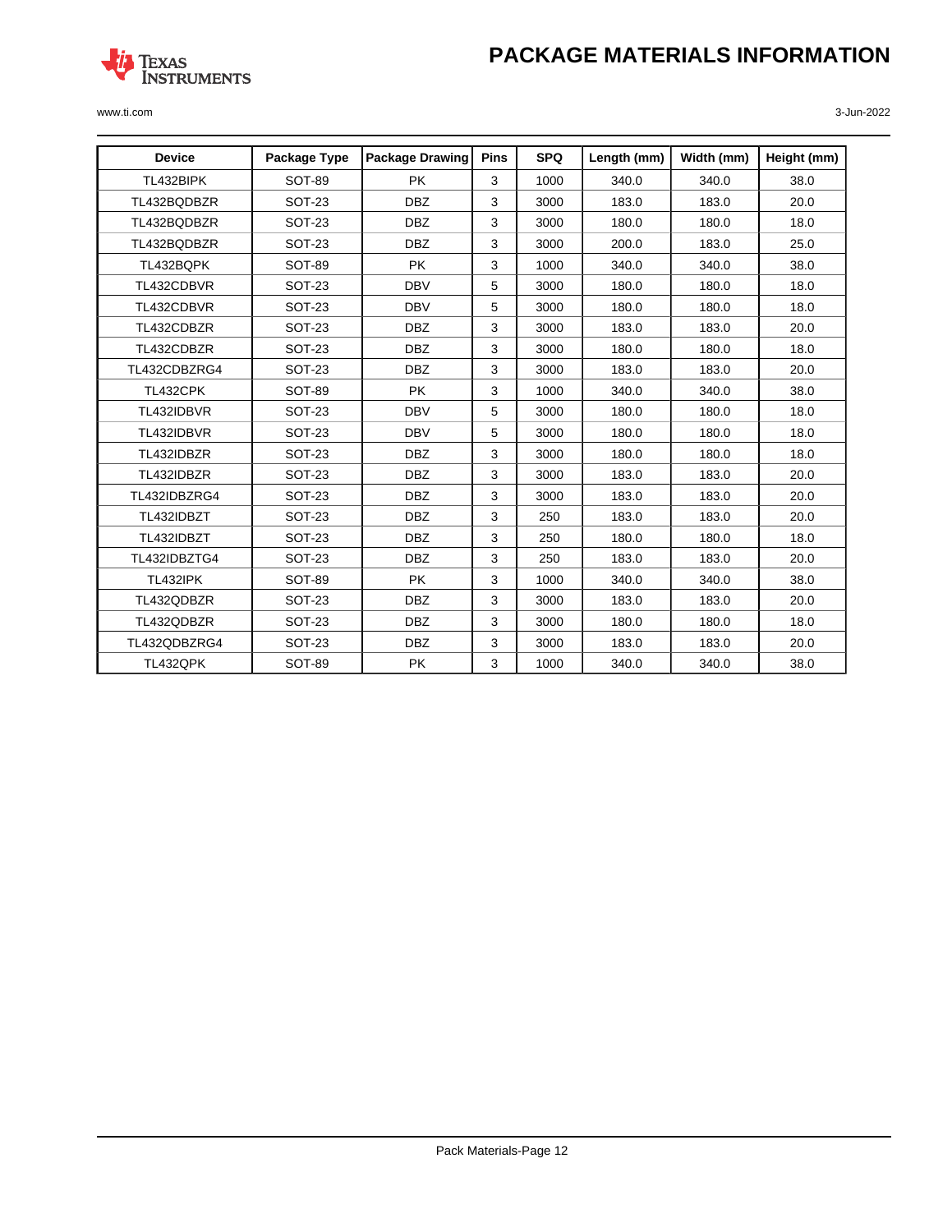# PACKAGE MATERIALS INFORMATION

| Device | Package Type | Package Drawing | Pins | SPQ | Length (mm) | Width (mm) | Height (mm) |
|---|---|---|---|---|---|---|---|
| TL432BIPK | SOT-89 | PK | 3 | 1000 | 340.0 | 340.0 | 38.0 |
| TL432BQDBZR | SOT-23 | DBZ | 3 | 3000 | 183.0 | 183.0 | 20.0 |
| TL432BQDBZR | SOT-23 | DBZ | 3 | 3000 | 180.0 | 180.0 | 18.0 |
| TL432BQDBZR | SOT-23 | DBZ | 3 | 3000 | 200.0 | 183.0 | 25.0 |
| TL432BQPK | SOT-89 | PK | 3 | 1000 | 340.0 | 340.0 | 38.0 |
| TL432CDBVR | SOT-23 | DBV | 5 | 3000 | 180.0 | 180.0 | 18.0 |
| TL432CDBVR | SOT-23 | DBV | 5 | 3000 | 180.0 | 180.0 | 18.0 |
| TL432CDBZR | SOT-23 | DBZ | 3 | 3000 | 183.0 | 183.0 | 20.0 |
| TL432CDBZR | SOT-23 | DBZ | 3 | 3000 | 180.0 | 180.0 | 18.0 |
| TL432CDBZRG4 | SOT-23 | DBZ | 3 | 3000 | 183.0 | 183.0 | 20.0 |
| TL432CPK | SOT-89 | PK | 3 | 1000 | 340.0 | 340.0 | 38.0 |
| TL432IDBVR | SOT-23 | DBV | 5 | 3000 | 180.0 | 180.0 | 18.0 |
| TL432IDBVR | SOT-23 | DBV | 5 | 3000 | 180.0 | 180.0 | 18.0 |
| TL432IDBZR | SOT-23 | DBZ | 3 | 3000 | 180.0 | 180.0 | 18.0 |
| TL432IDBZR | SOT-23 | DBZ | 3 | 3000 | 183.0 | 183.0 | 20.0 |
| TL432IDBZRG4 | SOT-23 | DBZ | 3 | 3000 | 183.0 | 183.0 | 20.0 |
| TL432IDBZT | SOT-23 | DBZ | 3 | 250 | 183.0 | 183.0 | 20.0 |
| TL432IDBZT | SOT-23 | DBZ | 3 | 250 | 180.0 | 180.0 | 18.0 |
| TL432IDBZTG4 | SOT-23 | DBZ | 3 | 250 | 183.0 | 183.0 | 20.0 |
| TL432IPK | SOT-89 | PK | 3 | 1000 | 340.0 | 340.0 | 38.0 |
| TL432QDBZR | SOT-23 | DBZ | 3 | 3000 | 183.0 | 183.0 | 20.0 |
| TL432QDBZR | SOT-23 | DBZ | 3 | 3000 | 180.0 | 180.0 | 18.0 |
| TL432QDBZRG4 | SOT-23 | DBZ | 3 | 3000 | 183.0 | 183.0 | 20.0 |
| TL432QPK | SOT-89 | PK | 3 | 1000 | 340.0 | 340.0 | 38.0 |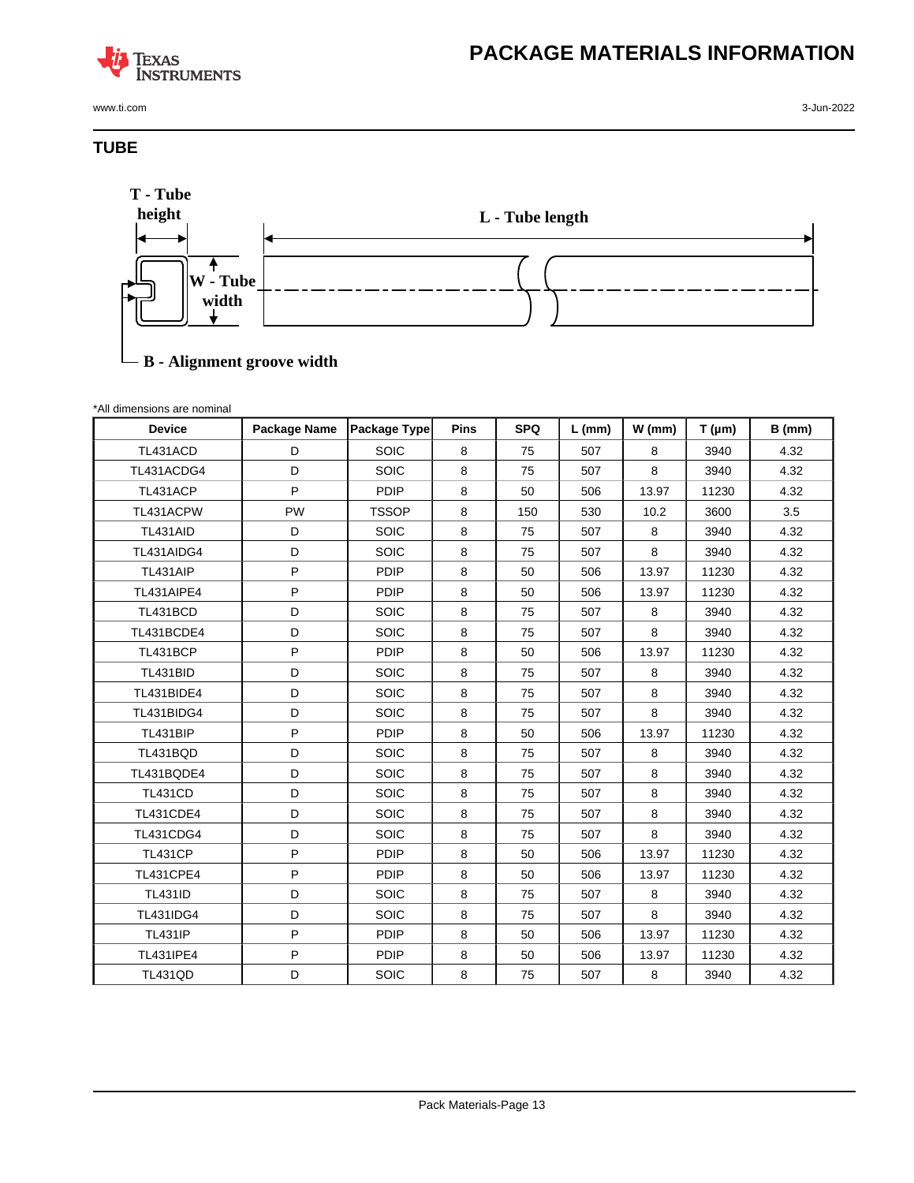## TUBE

T - Tube height

L - Tube length

W - Tube width

B - Alignment groove width

*All dimensions are nominal

| Device | Package Name | Package Type | Pins | SPQ | L (mm) | W (mm) | T (µm) | B (mm) |
|---|---|---|---|---|---|---|---|---|
| TL431ACD | D | SOIC | 8 | 75 | 507 | 8 | 3940 | 4.32 |
| TL431ACDG4 | D | SOIC | 8 | 75 | 507 | 8 | 3940 | 4.32 |
| TL431ACP | P | PDIP | 8 | 50 | 506 | 13.97 | 11230 | 4.32 |
| TL431ACPW | PW | TSSOP | 8 | 150 | 530 | 10.2 | 3600 | 3.5 |
| TL431AID | D | SOIC | 8 | 75 | 507 | 8 | 3940 | 4.32 |
| TL431AIDG4 | D | SOIC | 8 | 75 | 507 | 8 | 3940 | 4.32 |
| TL431AIP | P | PDIP | 8 | 50 | 506 | 13.97 | 11230 | 4.32 |
| TL431AIPE4 | P | PDIP | 8 | 50 | 506 | 13.97 | 11230 | 4.32 |
| TL431BCD | D | SOIC | 8 | 75 | 507 | 8 | 3940 | 4.32 |
| TL431BCDE4 | D | SOIC | 8 | 75 | 507 | 8 | 3940 | 4.32 |
| TL431BCP | P | PDIP | 8 | 50 | 506 | 13.97 | 11230 | 4.32 |
| TL431BID | D | SOIC | 8 | 75 | 507 | 8 | 3940 | 4.32 |
| TL431BIDE4 | D | SOIC | 8 | 75 | 507 | 8 | 3940 | 4.32 |
| TL431BIDG4 | D | SOIC | 8 | 75 | 507 | 8 | 3940 | 4.32 |
| TL431BIP | P | PDIP | 8 | 50 | 506 | 13.97 | 11230 | 4.32 |
| TL431BQD | D | SOIC | 8 | 75 | 507 | 8 | 3940 | 4.32 |
| TL431BQDE4 | D | SOIC | 8 | 75 | 507 | 8 | 3940 | 4.32 |
| TL431CD | D | SOIC | 8 | 75 | 507 | 8 | 3940 | 4.32 |
| TL431CDE4 | D | SOIC | 8 | 75 | 507 | 8 | 3940 | 4.32 |
| TL431CDG4 | D | SOIC | 8 | 75 | 507 | 8 | 3940 | 4.32 |
| TL431CP | P | PDIP | 8 | 50 | 506 | 13.97 | 11230 | 4.32 |
| TL431CPE4 | P | PDIP | 8 | 50 | 506 | 13.97 | 11230 | 4.32 |
| TL431ID | D | SOIC | 8 | 75 | 507 | 8 | 3940 | 4.32 |
| TL431IDG4 | D | SOIC | 8 | 75 | 507 | 8 | 3940 | 4.32 |
| TL431IP | P | PDIP | 8 | 50 | 506 | 13.97 | 11230 | 4.32 |
| TL431IPE4 | P | PDIP | 8 | 50 | 506 | 13.97 | 11230 | 4.32 |
| TL431QD | D | SOIC | 8 | 75 | 507 | 8 | 3940 | 4.32 |